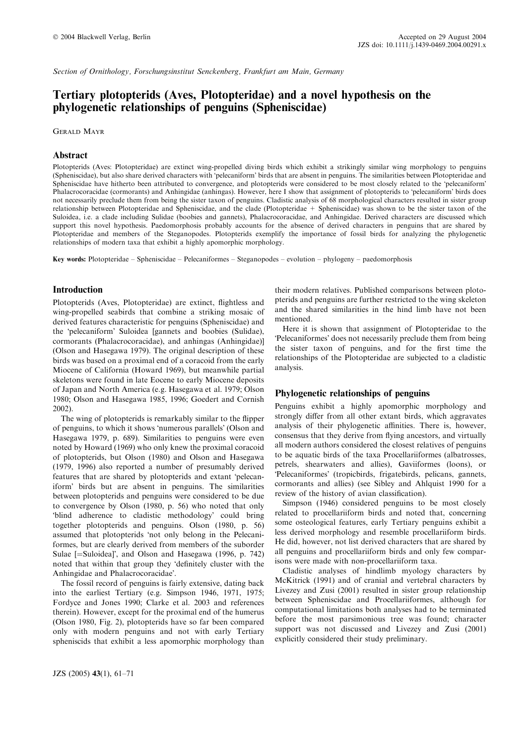Section of Ornithology, Forschungsinstitut Senckenberg, Frankfurt am Main, Germany

# Tertiary plotopterids (Aves, Plotopteridae) and a novel hypothesis on the phylogenetic relationships of penguins (Spheniscidae)

Gerald Mayr

## Abstract

Plotopterids (Aves: Plotopteridae) are extinct wing-propelled diving birds which exhibit a strikingly similar wing morphology to penguins (Spheniscidae), but also share derived characters with 'pelecaniform' birds that are absent in penguins. The similarities between Plotopteridae and Spheniscidae have hitherto been attributed to convergence, and plotopterids were considered to be most closely related to the 'pelecaniform' Phalacrocoracidae (cormorants) and Anhingidae (anhingas). However, here I show that assignment of plotopterids to 'pelecaniform' birds does not necessarily preclude them from being the sister taxon of penguins. Cladistic analysis of 68 morphological characters resulted in sister group relationship between Plotopteridae and Spheniscidae, and the clade (Plotopteridae + Spheniscidae) was shown to be the sister taxon of the Suloidea, i.e. a clade including Sulidae (boobies and gannets), Phalacrocoracidae, and Anhingidae. Derived characters are discussed which support this novel hypothesis. Paedomorphosis probably accounts for the absence of derived characters in penguins that are shared by Plotopteridae and members of the Steganopodes. Plotopterids exemplify the importance of fossil birds for analyzing the phylogenetic relationships of modern taxa that exhibit a highly apomorphic morphology.

**Key words:** Plotopteridae – Spheniscidae – Pelecaniformes – Steganopodes – evolution – phylogeny – paedomorphosis

## Introduction

Plotopterids (Aves, Plotopteridae) are extinct, flightless and wing-propelled seabirds that combine a striking mosaic of derived features characteristic for penguins (Spheniscidae) and the 'pelecaniform' Suloidea [gannets and boobies (Sulidae), cormorants (Phalacrocoracidae), and anhingas (Anhingidae)] (Olson and Hasegawa 1979). The original description of these birds was based on a proximal end of a coracoid from the early Miocene of California (Howard 1969), but meanwhile partial skeletons were found in late Eocene to early Miocene deposits of Japan and North America (e.g. Hasegawa et al. 1979; Olson 1980; Olson and Hasegawa 1985, 1996; Goedert and Cornish 2002).

The wing of plotopterids is remarkably similar to the flipper of penguins, to which it shows 'numerous parallels' (Olson and Hasegawa 1979, p. 689). Similarities to penguins were even noted by Howard (1969) who only knew the proximal coracoid of plotopterids, but Olson (1980) and Olson and Hasegawa (1979, 1996) also reported a number of presumably derived features that are shared by plotopterids and extant 'pelecaniform' birds but are absent in penguins. The similarities between plotopterids and penguins were considered to be due to convergence by Olson (1980, p. 56) who noted that only 'blind adherence to cladistic methodology' could bring together plotopterids and penguins. Olson (1980, p. 56) assumed that plotopterids 'not only belong in the Pelecaniformes, but are clearly derived from members of the suborder Sulae [=Suloidea]', and Olson and Hasegawa (1996, p. 742) noted that within that group they 'definitely cluster with the Anhingidae and Phalacrocoracidae'.

The fossil record of penguins is fairly extensive, dating back into the earliest Tertiary (e.g. Simpson 1946, 1971, 1975; Fordyce and Jones 1990; Clarke et al. 2003 and references therein). However, except for the proximal end of the humerus (Olson 1980, Fig. 2), plotopterids have so far been compared only with modern penguins and not with early Tertiary spheniscids that exhibit a less apomorphic morphology than their modern relatives. Published comparisons between plotopterids and penguins are further restricted to the wing skeleton and the shared similarities in the hind limb have not been mentioned.

Here it is shown that assignment of Plotopteridae to the 'Pelecaniformes' does not necessarily preclude them from being the sister taxon of penguins, and for the first time the relationships of the Plotopteridae are subjected to a cladistic analysis.

## Phylogenetic relationships of penguins

Penguins exhibit a highly apomorphic morphology and strongly differ from all other extant birds, which aggravates analysis of their phylogenetic affinities. There is, however, consensus that they derive from flying ancestors, and virtually all modern authors considered the closest relatives of penguins to be aquatic birds of the taxa Procellariiformes (albatrosses, petrels, shearwaters and allies), Gaviiformes (loons), or 'Pelecaniformes' (tropicbirds, frigatebirds, pelicans, gannets, cormorants and allies) (see Sibley and Ahlquist 1990 for a review of the history of avian classification).

Simpson (1946) considered penguins to be most closely related to procellariiform birds and noted that, concerning some osteological features, early Tertiary penguins exhibit a less derived morphology and resemble procellariiform birds. He did, however, not list derived characters that are shared by all penguins and procellariiform birds and only few comparisons were made with non-procellariiform taxa.

Cladistic analyses of hindlimb myology characters by McKitrick (1991) and of cranial and vertebral characters by Livezey and Zusi (2001) resulted in sister group relationship between Spheniscidae and Procellariiformes, although for computational limitations both analyses had to be terminated before the most parsimonious tree was found; character support was not discussed and Livezey and Zusi (2001) explicitly considered their study preliminary.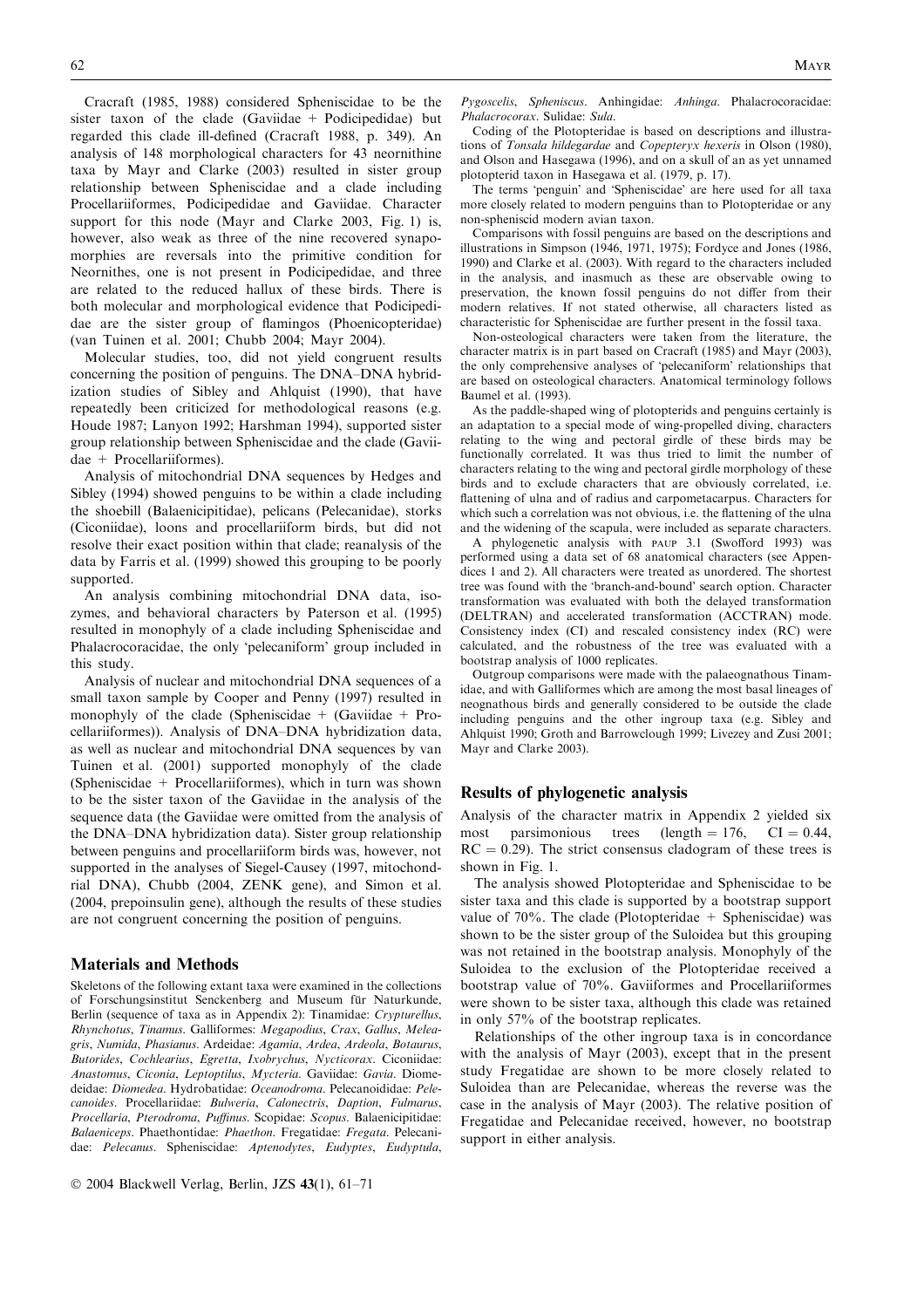Cracraft (1985, 1988) considered Spheniscidae to be the sister taxon of the clade (Gaviidae + Podicipedidae) but regarded this clade ill-defined (Cracraft 1988, p. 349). An analysis of 148 morphological characters for 43 neornithine taxa by Mayr and Clarke (2003) resulted in sister group relationship between Spheniscidae and a clade including Procellariiformes, Podicipedidae and Gaviidae. Character support for this node (Mayr and Clarke 2003, Fig. 1) is, however, also weak as three of the nine recovered synapomorphies are reversals into the primitive condition for Neornithes, one is not present in Podicipedidae, and three are related to the reduced hallux of these birds. There is both molecular and morphological evidence that Podicipedidae are the sister group of flamingos (Phoenicopteridae) (van Tuinen et al. 2001; Chubb 2004; Mayr 2004).

Molecular studies, too, did not yield congruent results concerning the position of penguins. The DNA–DNA hybridization studies of Sibley and Ahlquist (1990), that have repeatedly been criticized for methodological reasons (e.g. Houde 1987; Lanyon 1992; Harshman 1994), supported sister group relationship between Spheniscidae and the clade (Gaviidae + Procellariiformes).

Analysis of mitochondrial DNA sequences by Hedges and Sibley (1994) showed penguins to be within a clade including the shoebill (Balaenicipitidae), pelicans (Pelecanidae), storks (Ciconiidae), loons and procellariiform birds, but did not resolve their exact position within that clade; reanalysis of the data by Farris et al. (1999) showed this grouping to be poorly supported.

An analysis combining mitochondrial DNA data, isozymes, and behavioral characters by Paterson et al. (1995) resulted in monophyly of a clade including Spheniscidae and Phalacrocoracidae, the only 'pelecaniform' group included in this study.

Analysis of nuclear and mitochondrial DNA sequences of a small taxon sample by Cooper and Penny (1997) resulted in monophyly of the clade (Spheniscidae + (Gaviidae + Procellariiformes)). Analysis of DNA–DNA hybridization data, as well as nuclear and mitochondrial DNA sequences by van Tuinen et al. (2001) supported monophyly of the clade (Spheniscidae + Procellariiformes), which in turn was shown to be the sister taxon of the Gaviidae in the analysis of the sequence data (the Gaviidae were omitted from the analysis of the DNA–DNA hybridization data). Sister group relationship between penguins and procellariiform birds was, however, not supported in the analyses of Siegel-Causey (1997, mitochondrial DNA), Chubb (2004, ZENK gene), and Simon et al. (2004, prepoinsulin gene), although the results of these studies are not congruent concerning the position of penguins.

## Materials and Methods

Skeletons of the following extant taxa were examined in the collections of Forschungsinstitut Senckenberg and Museum für Naturkunde, Berlin (sequence of taxa as in Appendix 2): Tinamidae: *Crypturellus*, *Rhynchotus*, *Tinamus*. Galliformes: *Megapodius*, *Crax*, *Gallus*, *Meleagris*, *Numida*, *Phasianus*. Ardeidae: *Agamia*, *Ardea*, *Ardeola*, *Botaurus*, *Butorides*, *Cochlearius*, *Egretta*, *Ixobrychus*, *Nycticorax*. Ciconiidae: *Anastomus*, *Ciconia*, *Leptoptilus*, *Mycteria*. Gaviidae: *Gavia*. Diomedeidae: *Diomedea*. Hydrobatidae: *Oceanodroma*. Pelecanoididae: *Pelecanoides*. Procellariidae: *Bulweria*, *Calonectris*, *Daption*, *Fulmarus*, *Procellaria*, *Pterodroma*, *Puffinus*. Scopidae: *Scopus*. Balaenicipitidae: *Balaeniceps*. Phaethontidae: *Phaethon*. Fregatidae: *Fregata*. Pelecanidae: *Pelecanus*. Spheniscidae: *Aptenodytes*, *Eudyptes*, *Eudyptula*, *Pygoscelis*, *Spheniscus*. Anhingidae: *Anhinga*. Phalacrocoracidae: *Phalacrocorax*. Sulidae: *Sula*.

Coding of the Plotopteridae is based on descriptions and illustrations of *Tonsala hildegardae* and *Copepteryx hexeris* in Olson (1980), and Olson and Hasegawa (1996), and on a skull of an as yet unnamed plotopterid taxon in Hasegawa et al. (1979, p. 17).

The terms 'penguin' and 'Spheniscidae' are here used for all taxa more closely related to modern penguins than to Plotopteridae or any non-spheniscid modern avian taxon.

Comparisons with fossil penguins are based on the descriptions and illustrations in Simpson (1946, 1971, 1975); Fordyce and Jones (1986, 1990) and Clarke et al. (2003). With regard to the characters included in the analysis, and inasmuch as these are observable owing to preservation, the known fossil penguins do not differ from their modern relatives. If not stated otherwise, all characters listed as characteristic for Spheniscidae are further present in the fossil taxa.

Non-osteological characters were taken from the literature, the character matrix is in part based on Cracraft (1985) and Mayr (2003), the only comprehensive analyses of 'pelecaniform' relationships that are based on osteological characters. Anatomical terminology follows Baumel et al. (1993).

As the paddle-shaped wing of plotopterids and penguins certainly is an adaptation to a special mode of wing-propelled diving, characters relating to the wing and pectoral girdle of these birds may be functionally correlated. It was thus tried to limit the number of characters relating to the wing and pectoral girdle morphology of these birds and to exclude characters that are obviously correlated, i.e. flattening of ulna and of radius and carpometacarpus. Characters for which such a correlation was not obvious, i.e. the flattening of the ulna and the widening of the scapula, were included as separate characters.

A phylogenetic analysis with PAUP 3.1 (Swofford 1993) was performed using a data set of 68 anatomical characters (see Appendices 1 and 2). All characters were treated as unordered. The shortest tree was found with the 'branch-and-bound' search option. Character transformation was evaluated with both the delayed transformation (DELTRAN) and accelerated transformation (ACCTRAN) mode. Consistency index (CI) and rescaled consistency index (RC) were calculated, and the robustness of the tree was evaluated with a bootstrap analysis of 1000 replicates.

Outgroup comparisons were made with the palaeognathous Tinamidae, and with Galliformes which are among the most basal lineages of neognathous birds and generally considered to be outside the clade including penguins and the other ingroup taxa (e.g. Sibley and Ahlquist 1990; Groth and Barrowclough 1999; Livezey and Zusi 2001; Mayr and Clarke 2003).

## Results of phylogenetic analysis

Analysis of the character matrix in Appendix 2 yielded six most parsimonious trees (length = 176, CI = 0.44, RC = 0.29). The strict consensus cladogram of these trees is shown in Fig. 1.

The analysis showed Plotopteridae and Spheniscidae to be sister taxa and this clade is supported by a bootstrap support value of 70%. The clade (Plotopteridae + Spheniscidae) was shown to be the sister group of the Suloidea but this grouping was not retained in the bootstrap analysis. Monophyly of the Suloidea to the exclusion of the Plotopteridae received a bootstrap value of 70%. Gaviiformes and Procellariiformes were shown to be sister taxa, although this clade was retained in only 57% of the bootstrap replicates.

Relationships of the other ingroup taxa is in concordance with the analysis of Mayr (2003), except that in the present study Fregatidae are shown to be more closely related to Suloidea than are Pelecanidae, whereas the reverse was the case in the analysis of Mayr (2003). The relative position of Fregatidae and Pelecanidae received, however, no bootstrap support in either analysis.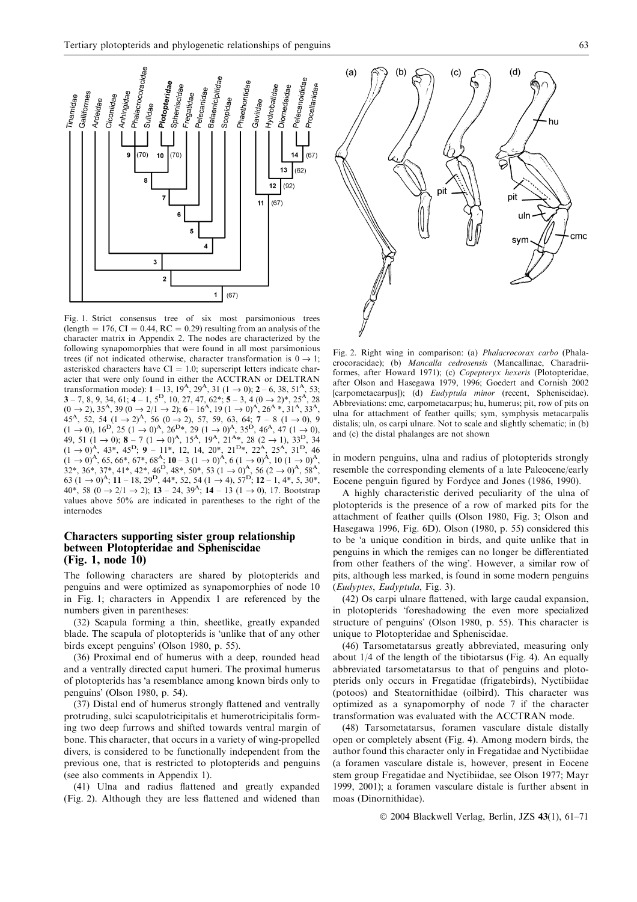Fig. 1. Strict consensus tree of six most parsimonious trees (length = 176, CI = 0.44, RC = 0.29) resulting from an analysis of the character matrix in Appendix 2. The nodes are characterized by the following synapomorphies that were found in all most parsimonious trees (if not indicated otherwise, character transformation is $0 \rightarrow 1$; asterisked characters have CI = 1.0; superscript letters indicate character that were only found in either the ACCTRAN or DELTRAN transformation mode): **1** – 13, $19^A$, $29^A$, 31 ($1 \rightarrow 0$); **2** – 6, 38, $51^A$, 53; **3** – 7, 8, 9, 34, 61; **4** – 1, $5^D$, 10, 27, 47, 62*; **5** – 3, 4 ($0 \rightarrow 2$)*, $25^A$, 28 ($0 \rightarrow 2$), $35^A$, 39 ($0 \rightarrow 2/1 \rightarrow 2$); **6** – $16^A$, 19 $(1 \rightarrow 0)^A$, $26^{A*}$, $31^A$, $33^A$, $45^A$, 52, 54 $(1 \rightarrow 2)^A$, 56 ($0 \rightarrow 2$), 57, 59, 63, 64; **7** – 8 ($1 \rightarrow 0$), 9 ($1 \rightarrow 0$), $16^D$, 25 $(1 \rightarrow 0)^A$, $26^{D*}$, 29 $(1 \rightarrow 0)^A$, $35^D$, $46^A$, 47 ($1 \rightarrow 0$), 49, 51 ($1 \rightarrow 0$); **8** – 7 $(1 \rightarrow 0)^A$, $15^A$, $19^A$, $21^{A*}$, 28 ($2 \rightarrow 1$), $33^D$, 34 $(1 \rightarrow 0)^A$, 43*, $45^{D*}$; **9** – 11*, 12, 14, 20*, $21^{D*}$, $22^A$, $25^A$, $31^D$, 46 $(1 \rightarrow 0)^A$, 65, 66*, 67*, $68^A$; **10** – 3 $(1 \rightarrow 0)^A$, 6 $(1 \rightarrow 0)^A$, 10 $(1 \rightarrow 0)^A$, 32*, 36*, 37*, 41*, 42*, $46^D$, 48*, 50*, 53 $(1 \rightarrow 0)^A$, 56 $(2 \rightarrow 0)^A$, $58^A$, 63 $(1 \rightarrow 0)^A$; **11** – 18, $29^D$, 44*, 52, 54 ($1 \rightarrow 4$), $57^D$; **12** – 1, 4*, 5, 30*, 40*, 58 ($0 \rightarrow 2/1 \rightarrow 2$); **13** – 24, $39^A$; **14** – 13 ($1 \rightarrow 0$), 17. Bootstrap values above 50% are indicated in parentheses to the right of the internodes

Fig. 2. Right wing in comparison: (a) *Phalacrocorax carbo* (Phalacrocoracidae); (b) *Mancalla cedrosensis* (Mancallinae, Charadriiformes, after Howard 1971); (c) *Copepteryx hexeris* (Plotopteridae, after Olson and Hasegawa 1979, 1996; Goedert and Cornish 2002 [carpometacarpus]); (d) *Eudyptula minor* (recent, Spheniscidae). Abbreviations: cmc, carpometacarpus; hu, humerus; pit, row of pits on ulna for attachment of feather quills; sym, symphysis metacarpalis distalis; uln, os carpi ulnare. Not to scale and slightly schematic; in (b) and (c) the distal phalanges are not shown

## Characters supporting sister group relationship between Plotopteridae and Spheniscidae (Fig. 1, node 10)

The following characters are shared by plotopterids and penguins and were optimized as synapomorphies of node 10 in Fig. 1; characters in Appendix 1 are referenced by the numbers given in parentheses:

(32) Scapula forming a thin, sheetlike, greatly expanded blade. The scapula of plotopterids is 'unlike that of any other birds except penguins' (Olson 1980, p. 55).

(36) Proximal end of humerus with a deep, rounded head and a ventrally directed caput humeri. The proximal humerus of plotopterids has 'a resemblance among known birds only to penguins' (Olson 1980, p. 54).

(37) Distal end of humerus strongly flattened and ventrally protruding, sulci scapulotricipitalis et humerotricipitalis forming two deep furrows and shifted towards ventral margin of bone. This character, that occurs in a variety of wing-propelled divers, is considered to be functionally independent from the previous one, that is restricted to plotopterids and penguins (see also comments in Appendix 1).

(41) Ulna and radius flattened and greatly expanded (Fig. 2). Although they are less flattened and widened than in modern penguins, ulna and radius of plotopterids strongly resemble the corresponding elements of a late Paleocene/early Eocene penguin figured by Fordyce and Jones (1986, 1990).

A highly characteristic derived peculiarity of the ulna of plotopterids is the presence of a row of marked pits for the attachment of feather quills (Olson 1980, Fig. 3; Olson and Hasegawa 1996, Fig. 6D). Olson (1980, p. 55) considered this to be 'a unique condition in birds, and quite unlike that in penguins in which the remiges can no longer be differentiated from other feathers of the wing'. However, a similar row of pits, although less marked, is found in some modern penguins (*Eudyptes*, *Eudyptula*, Fig. 3).

(42) Os carpi ulnare flattened, with large caudal expansion, in plotopterids 'foreshadowing the even more specialized structure of penguins' (Olson 1980, p. 55). This character is unique to Plotopteridae and Spheniscidae.

(46) Tarsometatarsus greatly abbreviated, measuring only about 1/4 of the length of the tibiotarsus (Fig. 4). An equally abbreviated tarsometatarsus to that of penguins and plotopterids only occurs in Fregatidae (frigatebirds), Nyctibiidae (potoos) and Steatornithidae (oilbird). This character was optimized as a synapomorphy of node 7 if the character transformation was evaluated with the ACCTRAN mode.

(48) Tarsometatarsus, foramen vasculare distale distally open or completely absent (Fig. 4). Among modern birds, the author found this character only in Fregatidae and Nyctibiidae (a foramen vasculare distale is, however, present in Eocene stem group Fregatidae and Nyctibiidae, see Olson 1977; Mayr 1999, 2001); a foramen vasculare distale is further absent in moas (Dinornithidae).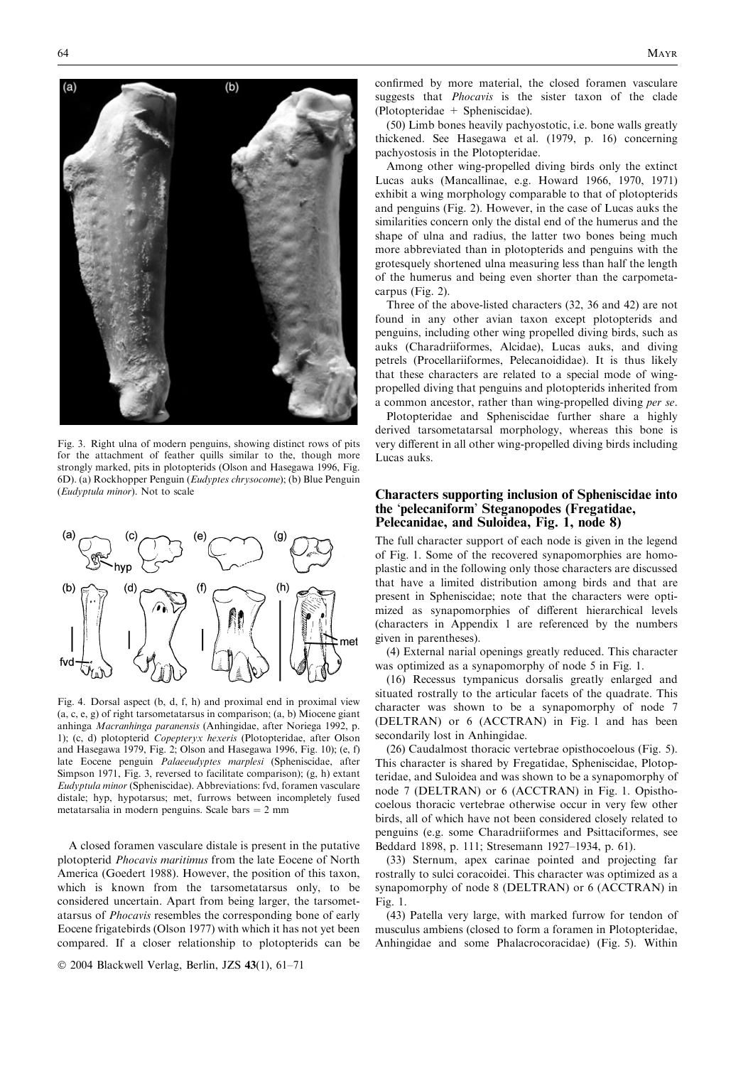Fig. 3. Right ulna of modern penguins, showing distinct rows of pits for the attachment of feather quills similar to the, though more strongly marked, pits in plotopterids (Olson and Hasegawa 1996, Fig. 6D). (a) Rockhopper Penguin (*Eudyptes chrysocome*); (b) Blue Penguin (*Eudyptula minor*). Not to scale

Fig. 4. Dorsal aspect (b, d, f, h) and proximal end in proximal view (a, c, e, g) of right tarsometatarsus in comparison; (a, b) Miocene giant anhinga *Macranhinga paranensis* (Anhingidae, after Noriega 1992, p. 1); (c, d) plotopterid *Copepteryx hexeris* (Plotopteridae, after Olson and Hasegawa 1979, Fig. 2; Olson and Hasegawa 1996, Fig. 10); (e, f) late Eocene penguin *Palaeeudyptes marplesi* (Spheniscidae, after Simpson 1971, Fig. 3, reversed to facilitate comparison); (g, h) extant *Eudyptula minor* (Spheniscidae). Abbreviations: fvd, foramen vasculare distale; hyp, hypotarsus; met, furrows between incompletely fused metatarsalia in modern penguins. Scale bars = 2 mm

A closed foramen vasculare distale is present in the putative plotopterid *Phocavis maritimus* from the late Eocene of North America (Goedert 1988). However, the position of this taxon, which is known from the tarsometatarsus only, to be considered uncertain. Apart from being larger, the tarsometatarsus of *Phocavis* resembles the corresponding bone of early Eocene frigatebirds (Olson 1977) with which it has not yet been compared. If a closer relationship to plotopterids can be confirmed by more material, the closed foramen vasculare suggests that *Phocavis* is the sister taxon of the clade (Plotopteridae + Spheniscidae).

(50) Limb bones heavily pachyostotic, i.e. bone walls greatly thickened. See Hasegawa et al. (1979, p. 16) concerning pachyostosis in the Plotopteridae.

Among other wing-propelled diving birds only the extinct Lucas auks (Mancallinae, e.g. Howard 1966, 1970, 1971) exhibit a wing morphology comparable to that of plotopterids and penguins (Fig. 2). However, in the case of Lucas auks the similarities concern only the distal end of the humerus and the shape of ulna and radius, the latter two bones being much more abbreviated than in plotopterids and penguins with the grotesquely shortened ulna measuring less than half the length of the humerus and being even shorter than the carpometacarpus (Fig. 2).

Three of the above-listed characters (32, 36 and 42) are not found in any other avian taxon except plotopterids and penguins, including other wing propelled diving birds, such as auks (Charadriiformes, Alcidae), Lucas auks, and diving petrels (Procellariiformes, Pelecanoididae). It is thus likely that these characters are related to a special mode of wing-propelled diving that penguins and plotopterids inherited from a common ancestor, rather than wing-propelled diving *per se*.

Plotopteridae and Spheniscidae further share a highly derived tarsometatarsal morphology, whereas this bone is very different in all other wing-propelled diving birds including Lucas auks.

## Characters supporting inclusion of Spheniscidae into the 'pelecaniform' Steganopodes (Fregatidae, Pelecanidae, and Suloidea, Fig. 1, node 8)

The full character support of each node is given in the legend of Fig. 1. Some of the recovered synapomorphies are homoplastic and in the following only those characters are discussed that have a limited distribution among birds and that are present in Spheniscidae; note that the characters were optimized as synapomorphies of different hierarchical levels (characters in Appendix 1 are referenced by the numbers given in parentheses).

(4) External narial openings greatly reduced. This character was optimized as a synapomorphy of node 5 in Fig. 1.

(16) Recessus tympanicus dorsalis greatly enlarged and situated rostrally to the articular facets of the quadrate. This character was shown to be a synapomorphy of node 7 (DELTRAN) or 6 (ACCTRAN) in Fig. 1 and has been secondarily lost in Anhingidae.

(26) Caudalmost thoracic vertebrae opisthocoelous (Fig. 5). This character is shared by Fregatidae, Spheniscidae, Plotopteridae, and Suloidea and was shown to be a synapomorphy of node 7 (DELTRAN) or 6 (ACCTRAN) in Fig. 1. Opisthocoelous thoracic vertebrae otherwise occur in very few other birds, all of which have not been considered closely related to penguins (e.g. some Charadriiformes and Psittaciformes, see Beddard 1898, p. 111; Stresemann 1927–1934, p. 61).

(33) Sternum, apex carinae pointed and projecting far rostrally to sulci coracoidei. This character was optimized as a synapomorphy of node 8 (DELTRAN) or 6 (ACCTRAN) in Fig. 1.

(43) Patella very large, with marked furrow for tendon of musculus ambiens (closed to form a foramen in Plotopteridae, Anhingidae and some Phalacrocoracidae) (Fig. 5). Within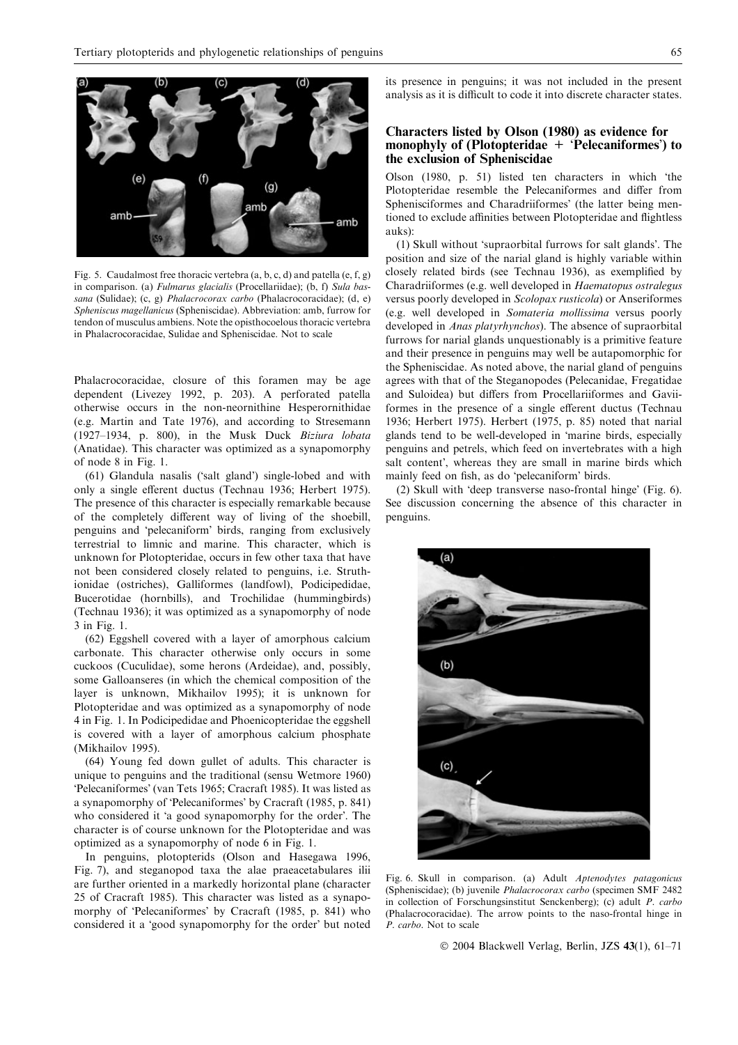Fig. 5. Caudalmost free thoracic vertebra (a, b, c, d) and patella (e, f, g) in comparison. (a) *Fulmarus glacialis* (Procellariidae); (b, f) *Sula bassana* (Sulidae); (c, g) *Phalacrocorax carbo* (Phalacrocoracidae); (d, e) *Spheniscus magellanicus* (Spheniscidae). Abbreviation: amb, furrow for tendon of musculus ambiens. Note the opisthocoelous thoracic vertebra in Phalacrocoracidae, Sulidae and Spheniscidae. Not to scale

Phalacrocoracidae, closure of this foramen may be age dependent (Livezey 1992, p. 203). A perforated patella otherwise occurs in the non-neornithine Hesperornithidae (e.g. Martin and Tate 1976), and according to Stresemann (1927–1934, p. 800), in the Musk Duck *Biziura lobata* (Anatidae). This character was optimized as a synapomorphy of node 8 in Fig. 1.

(61) Glandula nasalis ('salt gland') single-lobed and with only a single efferent ductus (Technau 1936; Herbert 1975). The presence of this character is especially remarkable because of the completely different way of living of the shoebill, penguins and 'pelecaniform' birds, ranging from exclusively terrestrial to limnic and marine. This character, which is unknown for Plotopteridae, occurs in few other taxa that have not been considered closely related to penguins, i.e. Struthionidae (ostriches), Galliformes (landfowl), Podicipedidae, Bucerotidae (hornbills), and Trochilidae (hummingbirds) (Technau 1936); it was optimized as a synapomorphy of node 3 in Fig. 1.

(62) Eggshell covered with a layer of amorphous calcium carbonate. This character otherwise only occurs in some cuckoos (Cuculidae), some herons (Ardeidae), and, possibly, some Galloanseres (in which the chemical composition of the layer is unknown, Mikhailov 1995); it is unknown for Plotopteridae and was optimized as a synapomorphy of node 4 in Fig. 1. In Podicipedidae and Phoenicopteridae the eggshell is covered with a layer of amorphous calcium phosphate (Mikhailov 1995).

(64) Young fed down gullet of adults. This character is unique to penguins and the traditional (sensu Wetmore 1960) 'Pelecaniformes' (van Tets 1965; Cracraft 1985). It was listed as a synapomorphy of 'Pelecaniformes' by Cracraft (1985, p. 841) who considered it 'a good synapomorphy for the order'. The character is of course unknown for the Plotopteridae and was optimized as a synapomorphy of node 6 in Fig. 1.

In penguins, plotopterids (Olson and Hasegawa 1996, Fig. 7), and steganopod taxa the alae praeacetabulares ilii are further oriented in a markedly horizontal plane (character 25 of Cracraft 1985). This character was listed as a synapomorphy of 'Pelecaniformes' by Cracraft (1985, p. 841) who considered it a 'good synapomorphy for the order' but noted its presence in penguins; it was not included in the present analysis as it is difficult to code it into discrete character states.

## Characters listed by Olson (1980) as evidence for monophyly of (Plotopteridae + 'Pelecaniformes') to the exclusion of Spheniscidae

Olson (1980, p. 51) listed ten characters in which 'the Plotopteridae resemble the Pelecaniformes and differ from Sphenisciformes and Charadriiformes' (the latter being mentioned to exclude affinities between Plotopteridae and flightless auks):

(1) Skull without 'supraorbital furrows for salt glands'. The position and size of the narial gland is highly variable within closely related birds (see Technau 1936), as exemplified by Charadriiformes (e.g. well developed in *Haematopus ostralegus* versus poorly developed in *Scolopax rusticola*) or Anseriformes (e.g. well developed in *Somateria mollissima* versus poorly developed in *Anas platyrhynchos*). The absence of supraorbital furrows for narial glands unquestionably is a primitive feature and their presence in penguins may well be autapomorphic for the Spheniscidae. As noted above, the narial gland of penguins agrees with that of the Steganopodes (Pelecanidae, Fregatidae and Suloidea) but differs from Procellariiformes and Gaviiformes in the presence of a single efferent ductus (Technau 1936; Herbert 1975). Herbert (1975, p. 85) noted that narial glands tend to be well-developed in 'marine birds, especially penguins and petrels, which feed on invertebrates with a high salt content', whereas they are small in marine birds which mainly feed on fish, as do 'pelecaniform' birds.

(2) Skull with 'deep transverse naso-frontal hinge' (Fig. 6). See discussion concerning the absence of this character in penguins.

Fig. 6. Skull in comparison. (a) Adult *Aptenodytes patagonicus* (Spheniscidae); (b) juvenile *Phalacrocorax carbo* (specimen SMF 2482 in collection of Forschungsinstitut Senckenberg); (c) adult *P. carbo* (Phalacrocoracidae). The arrow points to the naso-frontal hinge in *P. carbo*. Not to scale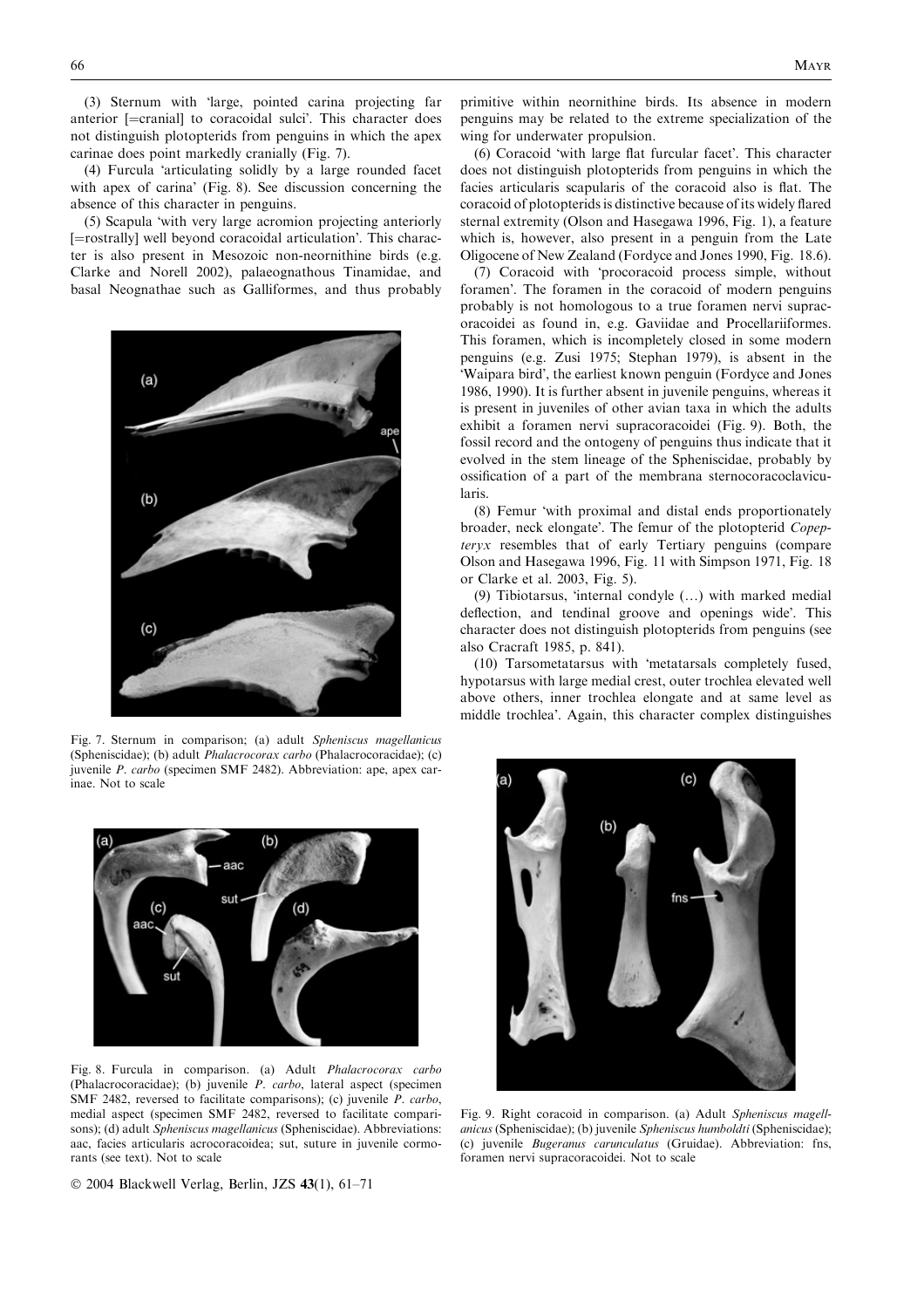(3) Sternum with 'large, pointed carina projecting far anterior [=cranial] to coracoidal sulci'. This character does not distinguish plotopterids from penguins in which the apex carinae does point markedly cranially (Fig. 7).

(4) Furcula 'articulating solidly by a large rounded facet with apex of carina' (Fig. 8). See discussion concerning the absence of this character in penguins.

(5) Scapula 'with very large acromion projecting anteriorly [=rostrally] well beyond coracoidal articulation'. This character is also present in Mesozoic non-neornithine birds (e.g. Clarke and Norell 2002), palaeognathous Tinamidae, and basal Neognathae such as Galliformes, and thus probably primitive within neornithine birds. Its absence in modern penguins may be related to the extreme specialization of the wing for underwater propulsion.

(6) Coracoid 'with large flat furcular facet'. This character does not distinguish plotopterids from penguins in which the facies articularis scapularis of the coracoid also is flat. The coracoid of plotopterids is distinctive because of its widely flared sternal extremity (Olson and Hasegawa 1996, Fig. 1), a feature which is, however, also present in a penguin from the Late Oligocene of New Zealand (Fordyce and Jones 1990, Fig. 18.6).

(7) Coracoid with 'procoracoid process simple, without foramen'. The foramen in the coracoid of modern penguins probably is not homologous to a true foramen nervi supracoracoidei as found in, e.g. Gaviidae and Procellariiformes. This foramen, which is incompletely closed in some modern penguins (e.g. Zusi 1975; Stephan 1979), is absent in the 'Waipara bird', the earliest known penguin (Fordyce and Jones 1986, 1990). It is further absent in juvenile penguins, whereas it is present in juveniles of other avian taxa in which the adults exhibit a foramen nervi supracoracoidei (Fig. 9). Both, the fossil record and the ontogeny of penguins thus indicate that it evolved in the stem lineage of the Spheniscidae, probably by ossification of a part of the membrana sternocoracoclavicularis.

(8) Femur 'with proximal and distal ends proportionately broader, neck elongate'. The femur of the plotopterid *Copepteryx* resembles that of early Tertiary penguins (compare Olson and Hasegawa 1996, Fig. 11 with Simpson 1971, Fig. 18 or Clarke et al. 2003, Fig. 5).

(9) Tibiotarsus, 'internal condyle (…) with marked medial deflection, and tendinal groove and openings wide'. This character does not distinguish plotopterids from penguins (see also Cracraft 1985, p. 841).

(10) Tarsometatarsus with 'metatarsals completely fused, hypotarsus with large medial crest, outer trochlea elevated well above others, inner trochlea elongate and at same level as middle trochlea'. Again, this character complex distinguishes

Fig. 7. Sternum in comparison; (a) adult *Spheniscus magellanicus* (Spheniscidae); (b) adult *Phalacrocorax carbo* (Phalacrocoracidae); (c) juvenile *P. carbo* (specimen SMF 2482). Abbreviation: ape, apex carinae. Not to scale

Fig. 8. Furcula in comparison. (a) Adult *Phalacrocorax carbo* (Phalacrocoracidae); (b) juvenile *P. carbo*, lateral aspect (specimen SMF 2482, reversed to facilitate comparisons); (c) juvenile *P. carbo*, medial aspect (specimen SMF 2482, reversed to facilitate comparisons); (d) adult *Spheniscus magellanicus* (Spheniscidae). Abbreviations: aac, facies articularis acrocoracoidea; sut, suture in juvenile cormorants (see text). Not to scale

Fig. 9. Right coracoid in comparison. (a) Adult *Spheniscus magellanicus* (Spheniscidae); (b) juvenile *Spheniscus humboldti* (Spheniscidae); (c) juvenile *Bugeranus carunculatus* (Gruidae). Abbreviation: fns, foramen nervi supracoracoidei. Not to scale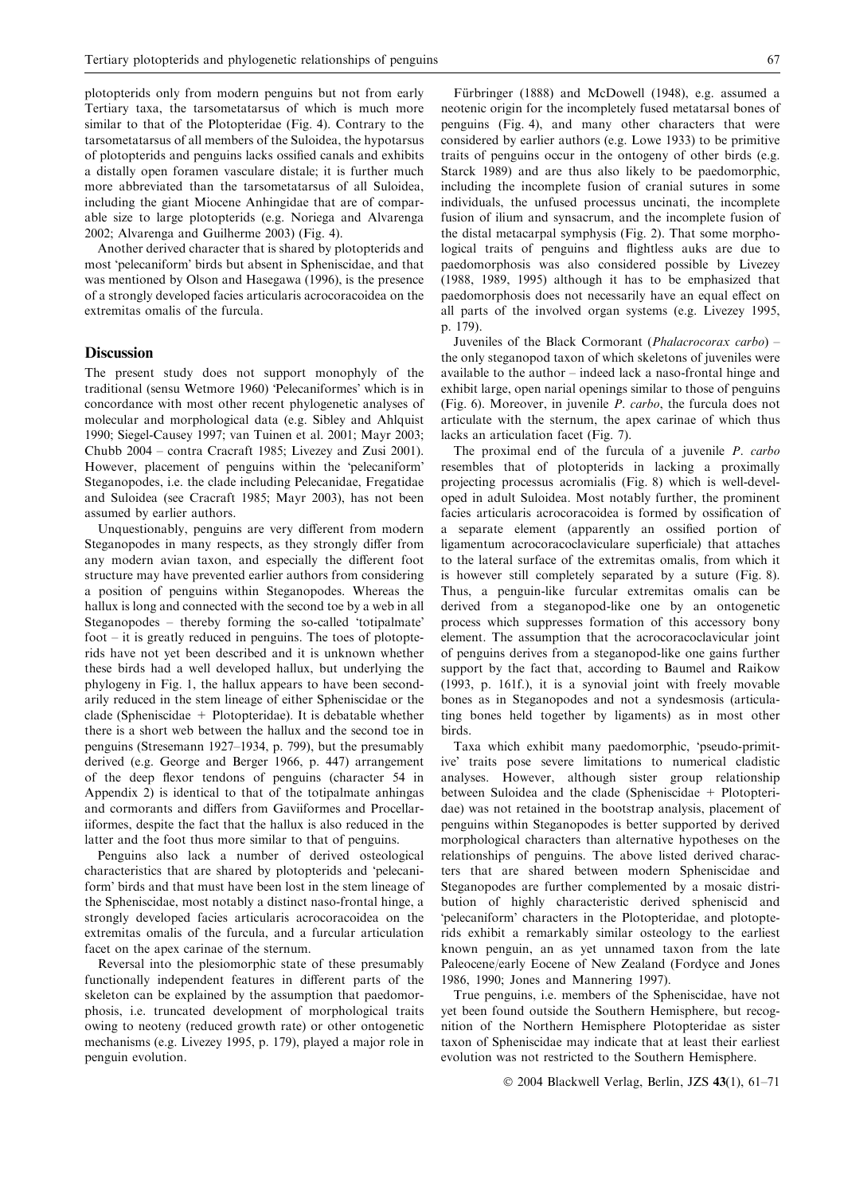plotopterids only from modern penguins but not from early Tertiary taxa, the tarsometatarsus of which is much more similar to that of the Plotopteridae (Fig. 4). Contrary to the tarsometatarsus of all members of the Suloidea, the hypotarsus of plotopterids and penguins lacks ossified canals and exhibits a distally open foramen vasculare distale; it is further much more abbreviated than the tarsometatarsus of all Suloidea, including the giant Miocene Anhingidae that are of comparable size to large plotopterids (e.g. Noriega and Alvarenga 2002; Alvarenga and Guilherme 2003) (Fig. 4).

Another derived character that is shared by plotopterids and most 'pelecaniform' birds but absent in Spheniscidae, and that was mentioned by Olson and Hasegawa (1996), is the presence of a strongly developed facies articularis acrocoracoidea on the extremitas omalis of the furcula.

## Discussion

The present study does not support monophyly of the traditional (sensu Wetmore 1960) 'Pelecaniformes' which is in concordance with most other recent phylogenetic analyses of molecular and morphological data (e.g. Sibley and Ahlquist 1990; Siegel-Causey 1997; van Tuinen et al. 2001; Mayr 2003; Chubb 2004 – contra Cracraft 1985; Livezey and Zusi 2001). However, placement of penguins within the 'pelecaniform' Steganopodes, i.e. the clade including Pelecanidae, Fregatidae and Suloidea (see Cracraft 1985; Mayr 2003), has not been assumed by earlier authors.

Unquestionably, penguins are very different from modern Steganopodes in many respects, as they strongly differ from any modern avian taxon, and especially the different foot structure may have prevented earlier authors from considering a position of penguins within Steganopodes. Whereas the hallux is long and connected with the second toe by a web in all Steganopodes – thereby forming the so-called 'totipalmate' foot – it is greatly reduced in penguins. The toes of plotopterids have not yet been described and it is unknown whether these birds had a well developed hallux, but underlying the phylogeny in Fig. 1, the hallux appears to have been secondarily reduced in the stem lineage of either Spheniscidae or the clade (Spheniscidae + Plotopteridae). It is debatable whether there is a short web between the hallux and the second toe in penguins (Stresemann 1927–1934, p. 799), but the presumably derived (e.g. George and Berger 1966, p. 447) arrangement of the deep flexor tendons of penguins (character 54 in Appendix 2) is identical to that of the totipalmate anhingas and cormorants and differs from Gaviiformes and Procellariiformes, despite the fact that the hallux is also reduced in the latter and the foot thus more similar to that of penguins.

Penguins also lack a number of derived osteological characteristics that are shared by plotopterids and 'pelecaniform' birds and that must have been lost in the stem lineage of the Spheniscidae, most notably a distinct naso-frontal hinge, a strongly developed facies articularis acrocoracoidea on the extremitas omalis of the furcula, and a furcular articulation facet on the apex carinae of the sternum.

Reversal into the plesiomorphic state of these presumably functionally independent features in different parts of the skeleton can be explained by the assumption that paedomorphosis, i.e. truncated development of morphological traits owing to neoteny (reduced growth rate) or other ontogenetic mechanisms (e.g. Livezey 1995, p. 179), played a major role in penguin evolution.

Fürbringer (1888) and McDowell (1948), e.g. assumed a neotenic origin for the incompletely fused metatarsal bones of penguins (Fig. 4), and many other characters that were considered by earlier authors (e.g. Lowe 1933) to be primitive traits of penguins occur in the ontogeny of other birds (e.g. Starck 1989) and are thus also likely to be paedomorphic, including the incomplete fusion of cranial sutures in some individuals, the unfused processus uncinati, the incomplete fusion of ilium and synsacrum, and the incomplete fusion of the distal metacarpal symphysis (Fig. 2). That some morphological traits of penguins and flightless auks are due to paedomorphosis was also considered possible by Livezey (1988, 1989, 1995) although it has to be emphasized that paedomorphosis does not necessarily have an equal effect on all parts of the involved organ systems (e.g. Livezey 1995, p. 179).

Juveniles of the Black Cormorant (*Phalacrocorax carbo*) – the only steganopod taxon of which skeletons of juveniles were available to the author – indeed lack a naso-frontal hinge and exhibit large, open narial openings similar to those of penguins (Fig. 6). Moreover, in juvenile *P. carbo*, the furcula does not articulate with the sternum, the apex carinae of which thus lacks an articulation facet (Fig. 7).

The proximal end of the furcula of a juvenile *P. carbo* resembles that of plotopterids in lacking a proximally projecting processus acromialis (Fig. 8) which is well-developed in adult Suloidea. Most notably further, the prominent facies articularis acrocoracoidea is formed by ossification of a separate element (apparently an ossified portion of ligamentum acrocoracoclaviculare superficiale) that attaches to the lateral surface of the extremitas omalis, from which it is however still completely separated by a suture (Fig. 8). Thus, a penguin-like furcular extremitas omalis can be derived from a steganopod-like one by an ontogenetic process which suppresses formation of this accessory bony element. The assumption that the acrocoracoclavicular joint of penguins derives from a steganopod-like one gains further support by the fact that, according to Baumel and Raikow (1993, p. 161f.), it is a synovial joint with freely movable bones as in Steganopodes and not a syndesmosis (articulating bones held together by ligaments) as in most other birds.

Taxa which exhibit many paedomorphic, 'pseudo-primitive' traits pose severe limitations to numerical cladistic analyses. However, although sister group relationship between Suloidea and the clade (Spheniscidae + Plotopteridae) was not retained in the bootstrap analysis, placement of penguins within Steganopodes is better supported by derived morphological characters than alternative hypotheses on the relationships of penguins. The above listed derived characters that are shared between modern Spheniscidae and Steganopodes are further complemented by a mosaic distribution of highly characteristic derived spheniscid and 'pelecaniform' characters in the Plotopteridae, and plotopterids exhibit a remarkably similar osteology to the earliest known penguin, an as yet unnamed taxon from the late Paleocene/early Eocene of New Zealand (Fordyce and Jones 1986, 1990; Jones and Mannering 1997).

True penguins, i.e. members of the Spheniscidae, have not yet been found outside the Southern Hemisphere, but recognition of the Northern Hemisphere Plotopteridae as sister taxon of Spheniscidae may indicate that at least their earliest evolution was not restricted to the Southern Hemisphere.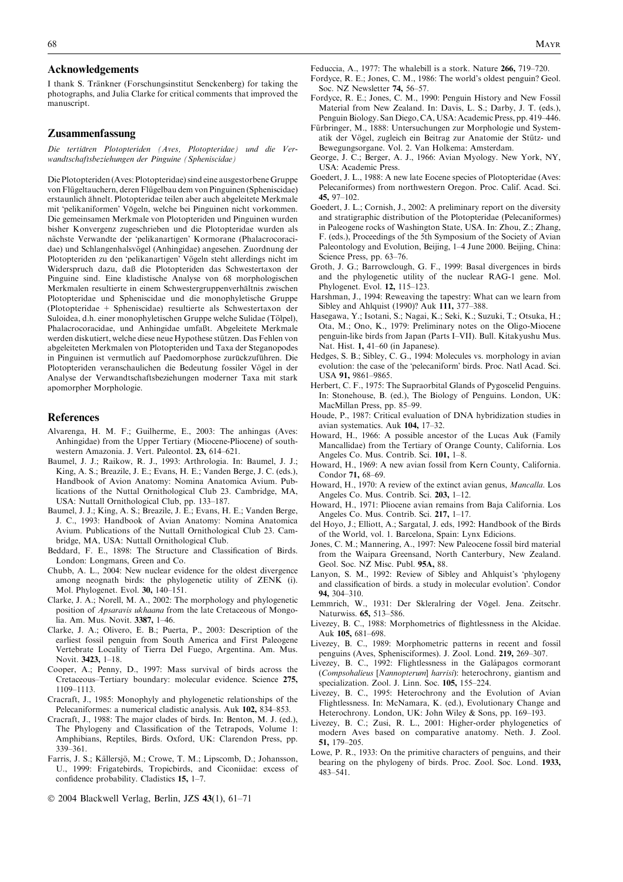## Acknowledgements

I thank S. Tränkner (Forschungsinstitut Senckenberg) for taking the photographs, and Julia Clarke for critical comments that improved the manuscript.

## Zusammenfassung

*Die tertiären Plotopteriden (Aves, Plotopteridae) und die Verwandtschaftsbeziehungen der Pinguine (Spheniscidae)*

Die Plotopteriden (Aves: Plotopteridae) sind eine ausgestorbene Gruppe von Flügeltauchern, deren Flügelbau dem von Pinguinen (Spheniscidae) erstaunlich ähnelt. Plotopteridae teilen aber auch abgeleitete Merkmale mit 'pelikaniformen' Vögeln, welche bei Pinguinen nicht vorkommen. Die gemeinsamen Merkmale von Plotopteriden und Pinguinen wurden bisher Konvergenz zugeschrieben und die Plotopteridae wurden als nächste Verwandte der 'pelikanartigen' Kormorane (Phalacrocoracidae) und Schlangenhalsvögel (Anhingidae) angesehen. Zuordnung der Plotopteriden zu den 'pelikanartigen' Vögeln steht allerdings nicht im Widerspruch dazu, daß die Plotopteriden das Schwestertaxon der Pinguine sind. Eine kladistische Analyse von 68 morphologischen Merkmalen resultierte in einem Schwestergruppenverhältnis zwischen Plotopteridae und Spheniscidae und die monophyletische Gruppe (Plotopteridae + Spheniscidae) resultierte als Schwestertaxon der Suloidea, d.h. einer monophyletischen Gruppe welche Sulidae (Tölpel), Phalacrocoracidae, und Anhingidae umfaßt. Abgeleitete Merkmale werden diskutiert, welche diese neue Hypothese stützen. Das Fehlen von abgeleiteten Merkmalen von Plotopteriden und Taxa der Steganopodes in Pinguinen ist vermutlich auf Paedomorphose zurückzuführen. Die Plotopteriden veranschaulichen die Bedeutung fossiler Vögel in der Analyse der Verwandtschaftsbeziehungen moderner Taxa mit stark apomorpher Morphologie.

## References

Alvarenga, H. M. F.; Guilherme, E., 2003: The anhingas (Aves: Anhingidae) from the Upper Tertiary (Miocene-Pliocene) of southwestern Amazonia. J. Vert. Paleontol. **23,** 614–621.

Baumel, J. J.; Raikow, R. J., 1993: Arthrologia. In: Baumel, J. J.; King, A. S.; Breazile, J. E.; Evans, H. E.; Vanden Berge, J. C. (eds.), Handbook of Avion Anatomy: Nomina Anatomica Avium. Publications of the Nuttal Ornithological Club 23. Cambridge, MA, USA: Nuttall Ornithological Club, pp. 133–187.

Baumel, J. J.; King, A. S.; Breazile, J. E.; Evans, H. E.; Vanden Berge, J. C., 1993: Handbook of Avian Anatomy: Nomina Anatomica Avium. Publications of the Nuttall Ornithological Club 23. Cambridge, MA, USA: Nuttall Ornithological Club.

Beddard, F. E., 1898: The Structure and Classification of Birds. London: Longmans, Green and Co.

Chubb, A. L., 2004: New nuclear evidence for the oldest divergence among neognath birds: the phylogenetic utility of ZENK (i). Mol. Phylogenet. Evol. **30,** 140–151.

Clarke, J. A.; Norell, M. A., 2002: The morphology and phylogenetic position of *Apsaravis ukhaana* from the late Cretaceous of Mongolia. Am. Mus. Novit. **3387,** 1–46.

Clarke, J. A.; Olivero, E. B.; Puerta, P., 2003: Description of the earliest fossil penguin from South America and First Paleogene Vertebrate Locality of Tierra Del Fuego, Argentina. Am. Mus. Novit. **3423,** 1–18.

Cooper, A.; Penny, D., 1997: Mass survival of birds across the Cretaceous–Tertiary boundary: molecular evidence. Science **275,** 1109–1113.

Cracraft, J., 1985: Monophyly and phylogenetic relationships of the Pelecaniformes: a numerical cladistic analysis. Auk **102,** 834–853.

Cracraft, J., 1988: The major clades of birds. In: Benton, M. J. (ed.), The Phylogeny and Classification of the Tetrapods, Volume 1: Amphibians, Reptiles, Birds. Oxford, UK: Clarendon Press, pp. 339–361.

Farris, J. S.; Källersjö, M.; Crowe, T. M.; Lipscomb, D.; Johansson, U., 1999: Frigatebirds, Tropicbirds, and Ciconiidae: excess of confidence probability. Cladistics **15,** 1–7.

Feduccia, A., 1977: The whalebill is a stork. Nature **266,** 719–720.

Fordyce, R. E.; Jones, C. M., 1986: The world's oldest penguin? Geol. Soc. NZ Newsletter **74,** 56–57.

Fordyce, R. E.; Jones, C. M., 1990: Penguin History and New Fossil Material from New Zealand. In: Davis, L. S.; Darby, J. T. (eds.), Penguin Biology. San Diego, CA, USA: Academic Press, pp. 419–446.

Fürbringer, M., 1888: Untersuchungen zur Morphologie und Systematik der Vögel, zugleich ein Beitrag zur Anatomie der Stütz- und Bewegungsorgane. Vol. 2. Van Holkema: Amsterdam.

George, J. C.; Berger, A. J., 1966: Avian Myology. New York, NY, USA: Academic Press.

Goedert, J. L., 1988: A new late Eocene species of Plotopteridae (Aves: Pelecaniformes) from northwestern Oregon. Proc. Calif. Acad. Sci. **45,** 97–102.

Goedert, J. L.; Cornish, J., 2002: A preliminary report on the diversity and stratigraphic distribution of the Plotopteridae (Pelecaniformes) in Paleogene rocks of Washington State, USA. In: Zhou, Z.; Zhang, F. (eds.), Proceedings of the 5th Symposium of the Society of Avian Paleontology and Evolution, Beijing, 1–4 June 2000. Beijing, China: Science Press, pp. 63–76.

Groth, J. G.; Barrowclough, G. F., 1999: Basal divergences in birds and the phylogenetic utility of the nuclear RAG-1 gene. Mol. Phylogenet. Evol. **12,** 115–123.

Harshman, J., 1994: Reweaving the tapestry: What can we learn from Sibley and Ahlquist (1990)? Auk **111,** 377–388.

Hasegawa, Y.; Isotani, S.; Nagai, K.; Seki, K.; Suzuki, T.; Otsuka, H.; Ota, M.; Ono, K., 1979: Preliminary notes on the Oligo-Miocene penguin-like birds from Japan (Parts I–VII). Bull. Kitakyushu Mus. Nat. Hist. **1,** 41–60 (in Japanese).

Hedges, S. B.; Sibley, C. G., 1994: Molecules vs. morphology in avian evolution: the case of the 'pelecaniform' birds. Proc. Natl Acad. Sci. USA **91,** 9861–9865.

Herbert, C. F., 1975: The Supraorbital Glands of Pygoscelid Penguins. In: Stonehouse, B. (ed.), The Biology of Penguins. London, UK: MacMillan Press, pp. 85–99.

Houde, P., 1987: Critical evaluation of DNA hybridization studies in avian systematics. Auk **104,** 17–32.

Howard, H., 1966: A possible ancestor of the Lucas Auk (Family Mancallidae) from the Tertiary of Orange County, California. Los Angeles Co. Mus. Contrib. Sci. **101,** 1–8.

Howard, H., 1969: A new avian fossil from Kern County, California. Condor **71,** 68–69.

Howard, H., 1970: A review of the extinct avian genus, *Mancalla*. Los Angeles Co. Mus. Contrib. Sci. **203,** 1–12.

Howard, H., 1971: Pliocene avian remains from Baja California. Los Angeles Co. Mus. Contrib. Sci. **217,** 1–17.

del Hoyo, J.; Elliott, A.; Sargatal, J. eds, 1992: Handbook of the Birds of the World, vol. 1. Barcelona, Spain: Lynx Edicions.

Jones, C. M.; Mannering, A., 1997: New Paleocene fossil bird material from the Waipara Greensand, North Canterbury, New Zealand. Geol. Soc. NZ Misc. Publ. **95A,** 88.

Lanyon, S. M., 1992: Review of Sibley and Ahlquist's 'phylogeny and classification of birds. a study in molecular evolution'. Condor **94,** 304–310.

Lemmrich, W., 1931: Der Skleralring der Vögel. Jena. Zeitschr. Naturwiss. **65,** 513–586.

Livezey, B. C., 1988: Morphometrics of flightlessness in the Alcidae. Auk **105,** 681–698.

Livezey, B. C., 1989: Morphometric patterns in recent and fossil penguins (Aves, Sphenisciformes). J. Zool. Lond. **219,** 269–307.

Livezey, B. C., 1992: Flightlessness in the Galápagos cormorant (*Compsohalieus* [*Nannopterum*] *harrisi*): heterochrony, giantism and specialization. Zool. J. Linn. Soc. **105,** 155–224.

Livezey, B. C., 1995: Heterochrony and the Evolution of Avian Flightlessness. In: McNamara, K. (ed.), Evolutionary Change and Heterochrony. London, UK: John Wiley & Sons, pp. 169–193.

Livezey, B. C.; Zusi, R. L., 2001: Higher-order phylogenetics of modern Aves based on comparative anatomy. Neth. J. Zool. **51,** 179–205.

Lowe, P. R., 1933: On the primitive characters of penguins, and their bearing on the phylogeny of birds. Proc. Zool. Soc. Lond. **1933,** 483–541.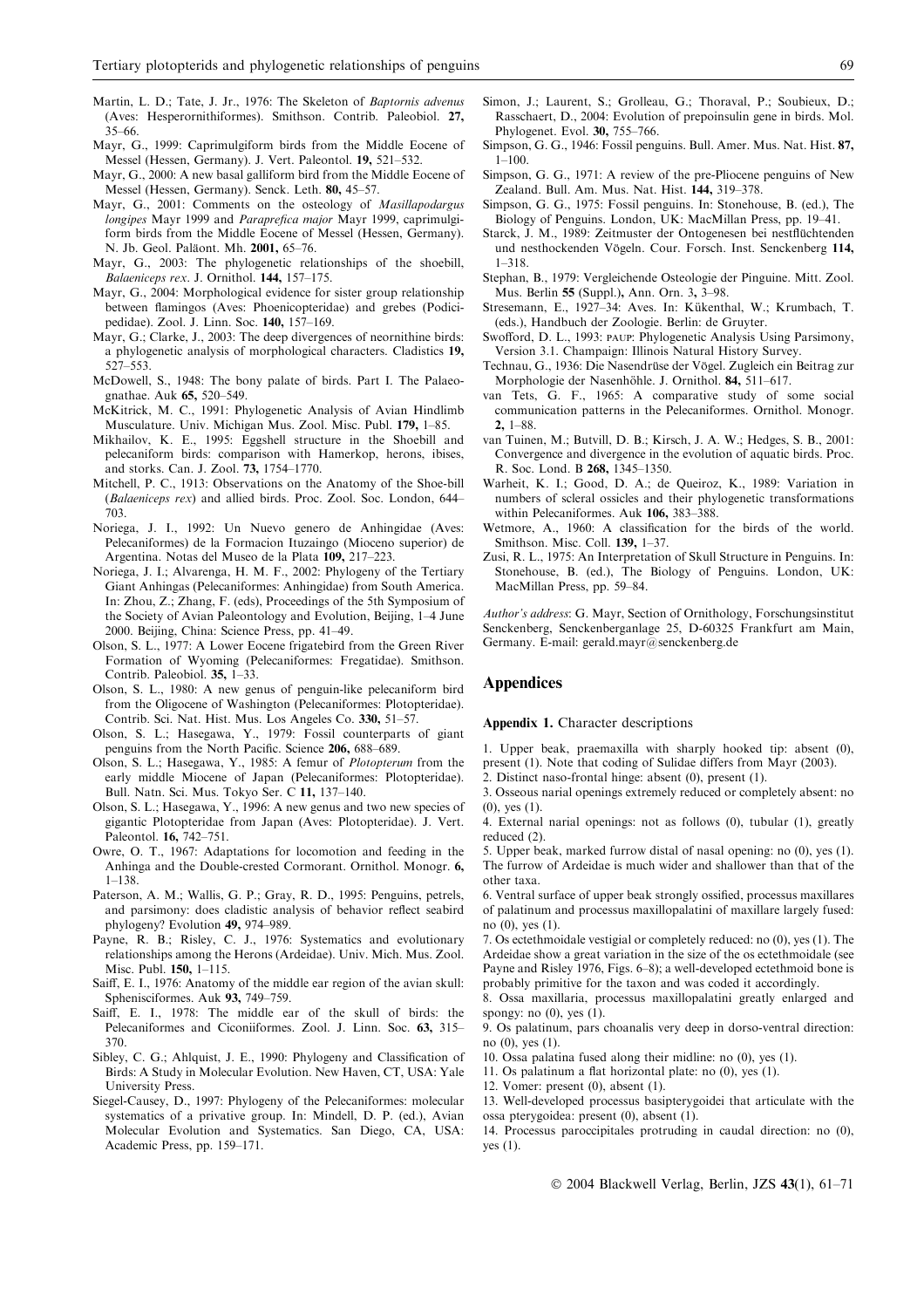Martin, L. D.; Tate, J. Jr., 1976: The Skeleton of *Baptornis advenus* (Aves: Hesperornithiformes). Smithson. Contrib. Paleobiol. **27,** 35–66.

Mayr, G., 1999: Caprimulgiform birds from the Middle Eocene of Messel (Hessen, Germany). J. Vert. Paleontol. **19,** 521–532.

Mayr, G., 2000: A new basal galliform bird from the Middle Eocene of Messel (Hessen, Germany). Senck. Leth. **80,** 45–57.

Mayr, G., 2001: Comments on the osteology of *Masillapodargus longipes* Mayr 1999 and *Paraprefica major* Mayr 1999, caprimulgiform birds from the Middle Eocene of Messel (Hessen, Germany). N. Jb. Geol. Paläont. Mh. **2001,** 65–76.

Mayr, G., 2003: The phylogenetic relationships of the shoebill, *Balaeniceps rex*. J. Ornithol. **144,** 157–175.

Mayr, G., 2004: Morphological evidence for sister group relationship between flamingos (Aves: Phoenicopteridae) and grebes (Podicipedidae). Zool. J. Linn. Soc. **140,** 157–169.

Mayr, G.; Clarke, J., 2003: The deep divergences of neornithine birds: a phylogenetic analysis of morphological characters. Cladistics **19,** 527–553.

McDowell, S., 1948: The bony palate of birds. Part I. The Palaeognathae. Auk **65,** 520–549.

McKitrick, M. C., 1991: Phylogenetic Analysis of Avian Hindlimb Musculature. Univ. Michigan Mus. Zool. Misc. Publ. **179,** 1–85.

Mikhailov, K. E., 1995: Eggshell structure in the Shoebill and pelecaniform birds: comparison with Hamerkop, herons, ibises, and storks. Can. J. Zool. **73,** 1754–1770.

Mitchell, P. C., 1913: Observations on the Anatomy of the Shoe-bill (*Balaeniceps rex*) and allied birds. Proc. Zool. Soc. London, 644–703.

Noriega, J. I., 1992: Un Nuevo genero de Anhingidae (Aves: Pelecaniformes) de la Formacion Ituzaingo (Mioceno superior) de Argentina. Notas del Museo de la Plata **109,** 217–223.

Noriega, J. I.; Alvarenga, H. M. F., 2002: Phylogeny of the Tertiary Giant Anhingas (Pelecaniformes: Anhingidae) from South America. In: Zhou, Z.; Zhang, F. (eds), Proceedings of the 5th Symposium of the Society of Avian Paleontology and Evolution, Beijing, 1–4 June 2000. Beijing, China: Science Press, pp. 41–49.

Olson, S. L., 1977: A Lower Eocene frigatebird from the Green River Formation of Wyoming (Pelecaniformes: Fregatidae). Smithson. Contrib. Paleobiol. **35,** 1–33.

Olson, S. L., 1980: A new genus of penguin-like pelecaniform bird from the Oligocene of Washington (Pelecaniformes: Plotopteridae). Contrib. Sci. Nat. Hist. Mus. Los Angeles Co. **330,** 51–57.

Olson, S. L.; Hasegawa, Y., 1979: Fossil counterparts of giant penguins from the North Pacific. Science **206,** 688–689.

Olson, S. L.; Hasegawa, Y., 1985: A femur of *Plotopterum* from the early middle Miocene of Japan (Pelecaniformes: Plotopteridae). Bull. Natn. Sci. Mus. Tokyo Ser. C **11,** 137–140.

Olson, S. L.; Hasegawa, Y., 1996: A new genus and two new species of gigantic Plotopteridae from Japan (Aves: Plotopteridae). J. Vert. Paleontol. **16,** 742–751.

Owre, O. T., 1967: Adaptations for locomotion and feeding in the Anhinga and the Double-crested Cormorant. Ornithol. Monogr. **6,** 1–138.

Paterson, A. M.; Wallis, G. P.; Gray, R. D., 1995: Penguins, petrels, and parsimony: does cladistic analysis of behavior reflect seabird phylogeny? Evolution **49,** 974–989.

Payne, R. B.; Risley, C. J., 1976: Systematics and evolutionary relationships among the Herons (Ardeidae). Univ. Mich. Mus. Zool. Misc. Publ. **150,** 1–115.

Saiff, E. I., 1976: Anatomy of the middle ear region of the avian skull: Sphenisciformes. Auk **93,** 749–759.

Saiff, E. I., 1978: The middle ear of the skull of birds: the Pelecaniformes and Ciconiiformes. Zool. J. Linn. Soc. **63,** 315–370.

Sibley, C. G.; Ahlquist, J. E., 1990: Phylogeny and Classification of Birds: A Study in Molecular Evolution. New Haven, CT, USA: Yale University Press.

Siegel-Causey, D., 1997: Phylogeny of the Pelecaniformes: molecular systematics of a privative group. In: Mindell, D. P. (ed.), Avian Molecular Evolution and Systematics. San Diego, CA, USA: Academic Press, pp. 159–171.

Simon, J.; Laurent, S.; Grolleau, G.; Thoraval, P.; Soubieux, D.; Rasschaert, D., 2004: Evolution of prepoinsulin gene in birds. Mol. Phylogenet. Evol. **30,** 755–766.

Simpson, G. G., 1946: Fossil penguins. Bull. Amer. Mus. Nat. Hist. **87,** 1–100.

Simpson, G. G., 1971: A review of the pre-Pliocene penguins of New Zealand. Bull. Am. Mus. Nat. Hist. **144,** 319–378.

Simpson, G. G., 1975: Fossil penguins. In: Stonehouse, B. (ed.), The Biology of Penguins. London, UK: MacMillan Press, pp. 19–41.

Starck, J. M., 1989: Zeitmuster der Ontogenesen bei nestflüchtenden und nesthockenden Vögeln. Cour. Forsch. Inst. Senckenberg **114,** 1–318.

Stephan, B., 1979: Vergleichende Osteologie der Pinguine. Mitt. Zool. Mus. Berlin **55** (Suppl.), Ann. Orn. **3,** 3–98.

Stresemann, E., 1927–34: Aves. In: Kükenthal, W.; Krumbach, T. (eds.), Handbuch der Zoologie. Berlin: de Gruyter.

Swofford, D. L., 1993: PAUP: Phylogenetic Analysis Using Parsimony, Version 3.1. Champaign: Illinois Natural History Survey.

Technau, G., 1936: Die Nasendrüse der Vögel. Zugleich ein Beitrag zur Morphologie der Nasenhöhle. J. Ornithol. **84,** 511–617.

van Tets, G. F., 1965: A comparative study of some social communication patterns in the Pelecaniformes. Ornithol. Monogr. **2,** 1–88.

van Tuinen, M.; Butvill, D. B.; Kirsch, J. A. W.; Hedges, S. B., 2001: Convergence and divergence in the evolution of aquatic birds. Proc. R. Soc. Lond. B **268,** 1345–1350.

Warheit, K. I.; Good, D. A.; de Queiroz, K., 1989: Variation in numbers of scleral ossicles and their phylogenetic transformations within Pelecaniformes. Auk **106,** 383–388.

Wetmore, A., 1960: A classification for the birds of the world. Smithson. Misc. Coll. **139,** 1–37.

Zusi, R. L., 1975: An Interpretation of Skull Structure in Penguins. In: Stonehouse, B. (ed.), The Biology of Penguins. London, UK: MacMillan Press, pp. 59–84.

*Author's address*: G. Mayr, Section of Ornithology, Forschungsinstitut Senckenberg, Senckenberganlage 25, D-60325 Frankfurt am Main, Germany. E-mail: gerald.mayr@senckenberg.de

## Appendices

**Appendix 1.** Character descriptions

1. Upper beak, praemaxilla with sharply hooked tip: absent (0), present (1). Note that coding of Sulidae differs from Mayr (2003).
2. Distinct naso-frontal hinge: absent (0), present (1).
3. Osseous narial openings extremely reduced or completely absent: no (0), yes (1).
4. External narial openings: not as follows (0), tubular (1), greatly reduced (2).
5. Upper beak, marked furrow distal of nasal opening: no (0), yes (1). The furrow of Ardeidae is much wider and shallower than that of the other taxa.
6. Ventral surface of upper beak strongly ossified, processus maxillares of palatinum and processus maxillopalatini of maxillare largely fused: no (0), yes (1).
7. Os ectethmoidale vestigial or completely reduced: no (0), yes (1). The Ardeidae show a great variation in the size of the os ectethmoidale (see Payne and Risley 1976, Figs. 6–8); a well-developed ectethmoid bone is probably primitive for the taxon and was coded it accordingly.
8. Ossa maxillaria, processus maxillopalatini greatly enlarged and spongy: no (0), yes (1).
9. Os palatinum, pars choanalis very deep in dorso-ventral direction: no (0), yes (1).
10. Ossa palatina fused along their midline: no (0), yes (1).
11. Os palatinum a flat horizontal plate: no (0), yes (1).
12. Vomer: present (0), absent (1).
13. Well-developed processus basipterygoidei that articulate with the ossa pterygoidea: present (0), absent (1).
14. Processus paroccipitales protruding in caudal direction: no (0), yes (1).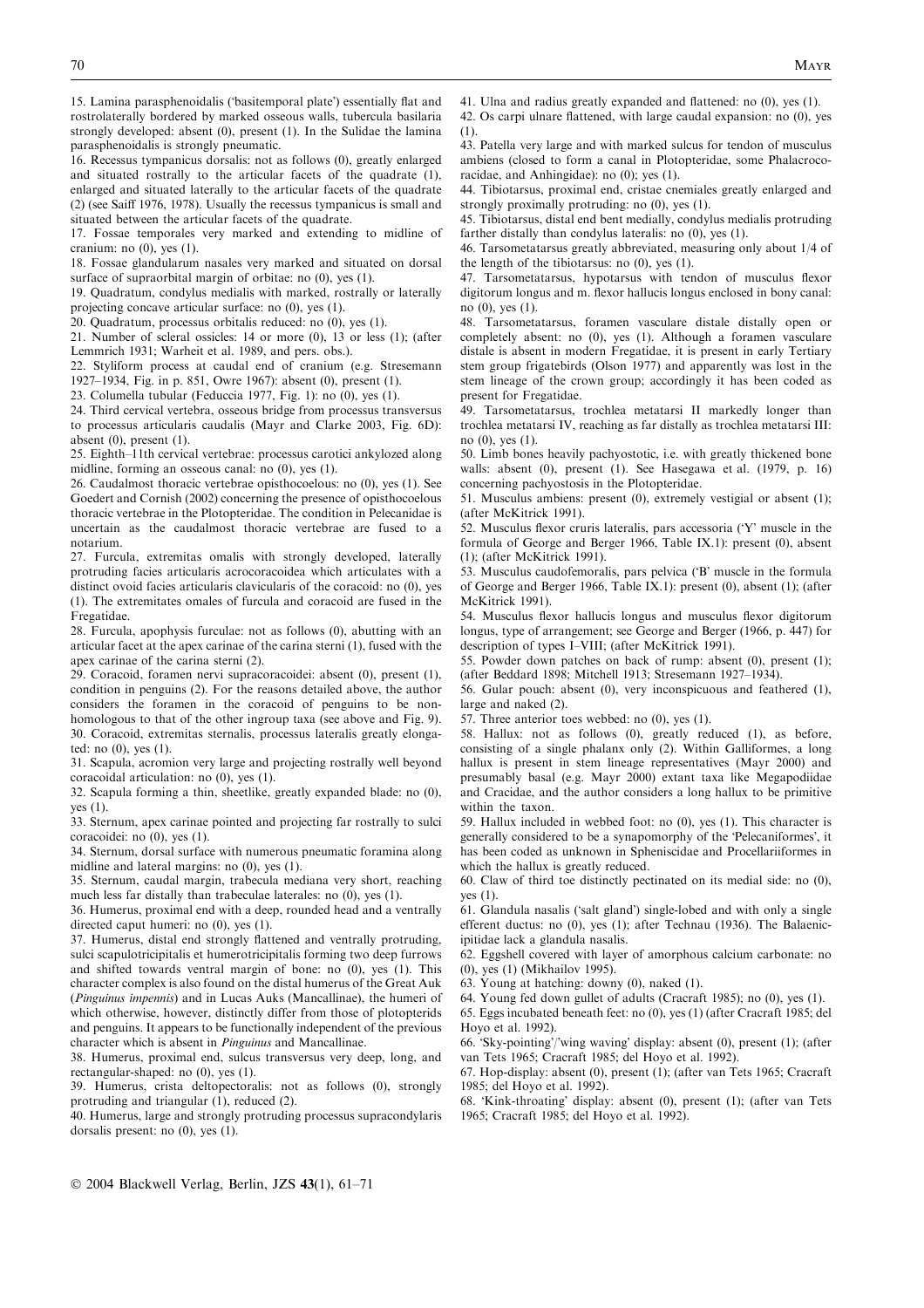15. Lamina parasphenoidalis ('basitemporal plate') essentially flat and rostrolaterally bordered by marked osseous walls, tubercula basilaria strongly developed: absent (0), present (1). In the Sulidae the lamina parasphenoidalis is strongly pneumatic.

16. Recessus tympanicus dorsalis: not as follows (0), greatly enlarged and situated rostrally to the articular facets of the quadrate (1), enlarged and situated laterally to the articular facets of the quadrate (2) (see Saiff 1976, 1978). Usually the recessus tympanicus is small and situated between the articular facets of the quadrate.

17. Fossae temporales very marked and extending to midline of cranium: no (0), yes (1).

18. Fossae glandularum nasales very marked and situated on dorsal surface of supraorbital margin of orbitae: no (0), yes (1).

19. Quadratum, condylus medialis with marked, rostrally or laterally projecting concave articular surface: no (0), yes (1).

20. Quadratum, processus orbitalis reduced: no (0), yes (1).

21. Number of scleral ossicles: 14 or more (0), 13 or less (1); (after Lemmrich 1931; Warheit et al. 1989, and pers. obs.).

22. Styliform process at caudal end of cranium (e.g. Stresemann 1927–1934, Fig. in p. 851, Owre 1967): absent (0), present (1).

23. Columella tubular (Feduccia 1977, Fig. 1): no (0), yes (1).

24. Third cervical vertebra, osseous bridge from processus transversus to processus articularis caudalis (Mayr and Clarke 2003, Fig. 6D): absent (0), present (1).

25. Eighth–11th cervical vertebrae: processus carotici ankylozed along midline, forming an osseous canal: no (0), yes (1).

26. Caudalmost thoracic vertebrae opisthocoelous: no (0), yes (1). See Goedert and Cornish (2002) concerning the presence of opisthocoelous thoracic vertebrae in the Plotopteridae. The condition in Pelecanidae is uncertain as the caudalmost thoracic vertebrae are fused to a notarium.

27. Furcula, extremitas omalis with strongly developed, laterally protruding facies articularis acrocoracoidea which articulates with a distinct ovoid facies articularis clavicularis of the coracoid: no (0), yes (1). The extremitates omales of furcula and coracoid are fused in the Fregatidae.

28. Furcula, apophysis furculae: not as follows (0), abutting with an articular facet at the apex carinae of the carina sterni (1), fused with the apex carinae of the carina sterni (2).

29. Coracoid, foramen nervi supracoracoidei: absent (0), present (1), condition in penguins (2). For the reasons detailed above, the author considers the foramen in the coracoid of penguins to be non-homologous to that of the other ingroup taxa (see above and Fig. 9).

30. Coracoid, extremitas sternalis, processus lateralis greatly elongated: no (0), yes (1).

31. Scapula, acromion very large and projecting rostrally well beyond coracoidal articulation: no (0), yes (1).

32. Scapula forming a thin, sheetlike, greatly expanded blade: no (0), yes (1).

33. Sternum, apex carinae pointed and projecting far rostrally to sulci coracoidei: no (0), yes (1).

34. Sternum, dorsal surface with numerous pneumatic foramina along midline and lateral margins: no (0), yes (1).

35. Sternum, caudal margin, trabecula mediana very short, reaching much less far distally than trabeculae laterales: no (0), yes (1).

36. Humerus, proximal end with a deep, rounded head and a ventrally directed caput humeri: no (0), yes (1).

37. Humerus, distal end strongly flattened and ventrally protruding, sulci scapulotricipitalis et humerotricipitalis forming two deep furrows and shifted towards ventral margin of bone: no (0), yes (1). This character complex is also found on the distal humerus of the Great Auk (*Pinguinus impennis*) and in Lucas Auks (Mancallinae), the humeri of which otherwise, however, distinctly differ from those of plotopterids and penguins. It appears to be functionally independent of the previous character which is absent in *Pinguinus* and Mancallinae.

38. Humerus, proximal end, sulcus transversus very deep, long, and rectangular-shaped: no (0), yes (1).

39. Humerus, crista deltopectoralis: not as follows (0), strongly protruding and triangular (1), reduced (2).

40. Humerus, large and strongly protruding processus supracondylaris dorsalis present: no (0), yes (1).

41. Ulna and radius greatly expanded and flattened: no (0), yes (1).

42. Os carpi ulnare flattened, with large caudal expansion: no (0), yes (1).

43. Patella very large and with marked sulcus for tendon of musculus ambiens (closed to form a canal in Plotopteridae, some Phalacrocoracidae, and Anhingidae): no (0); yes (1).

44. Tibiotarsus, proximal end, cristae cnemiales greatly enlarged and strongly proximally protruding: no (0), yes (1).

45. Tibiotarsus, distal end bent medially, condylus medialis protruding farther distally than condylus lateralis: no (0), yes (1).

46. Tarsometatarsus greatly abbreviated, measuring only about 1/4 of the length of the tibiotarsus: no (0), yes (1).

47. Tarsometatarsus, hypotarsus with tendon of musculus flexor digitorum longus and m. flexor hallucis longus enclosed in bony canal: no (0), yes (1).

48. Tarsometatarsus, foramen vasculare distale distally open or completely absent: no (0), yes (1). Although a foramen vasculare distale is absent in modern Fregatidae, it is present in early Tertiary stem group frigatebirds (Olson 1977) and apparently was lost in the stem lineage of the crown group; accordingly it has been coded as present for Fregatidae.

49. Tarsometatarsus, trochlea metatarsi II markedly longer than trochlea metatarsi IV, reaching as far distally as trochlea metatarsi III: no (0), yes (1).

50. Limb bones heavily pachyostotic, i.e. with greatly thickened bone walls: absent (0), present (1). See Hasegawa et al. (1979, p. 16) concerning pachyostosis in the Plotopteridae.

51. Musculus ambiens: present (0), extremely vestigial or absent (1); (after McKitrick 1991).

52. Musculus flexor cruris lateralis, pars accessoria ('Y' muscle in the formula of George and Berger 1966, Table IX.1): present (0), absent (1); (after McKitrick 1991).

53. Musculus caudofemoralis, pars pelvica ('B' muscle in the formula of George and Berger 1966, Table IX.1): present (0), absent (1); (after McKitrick 1991).

54. Musculus flexor hallucis longus and musculus flexor digitorum longus, type of arrangement; see George and Berger (1966, p. 447) for description of types I–VIII; (after McKitrick 1991).

55. Powder down patches on back of rump: absent (0), present (1); (after Beddard 1898; Mitchell 1913; Stresemann 1927–1934).

56. Gular pouch: absent (0), very inconspicuous and feathered (1), large and naked (2).

57. Three anterior toes webbed: no (0), yes (1).

58. Hallux: not as follows (0), greatly reduced (1), as before, consisting of a single phalanx only (2). Within Galliformes, a long hallux is present in stem lineage representatives (Mayr 2000) and presumably basal (e.g. Mayr 2000) extant taxa like Megapodiidae and Cracidae, and the author considers a long hallux to be primitive within the taxon.

59. Hallux included in webbed foot: no (0), yes (1). This character is generally considered to be a synapomorphy of the 'Pelecaniformes', it has been coded as unknown in Spheniscidae and Procellariiformes in which the hallux is greatly reduced.

60. Claw of third toe distinctly pectinated on its medial side: no (0), yes (1).

61. Glandula nasalis ('salt gland') single-lobed and with only a single efferent ductus: no (0), yes (1); after Technau (1936). The Balaenicipitidae lack a glandula nasalis.

62. Eggshell covered with layer of amorphous calcium carbonate: no (0), yes (1) (Mikhailov 1995).

63. Young at hatching: downy (0), naked (1).

64. Young fed down gullet of adults (Cracraft 1985); no (0), yes (1).

65. Eggs incubated beneath feet: no (0), yes (1) (after Cracraft 1985; del Hoyo et al. 1992).

66. 'Sky-pointing'/'wing waving' display: absent (0), present (1); (after van Tets 1965; Cracraft 1985; del Hoyo et al. 1992).

67. Hop-display: absent (0), present (1); (after van Tets 1965; Cracraft 1985; del Hoyo et al. 1992).

68. 'Kink-throating' display: absent (0), present (1); (after van Tets 1965; Cracraft 1985; del Hoyo et al. 1992).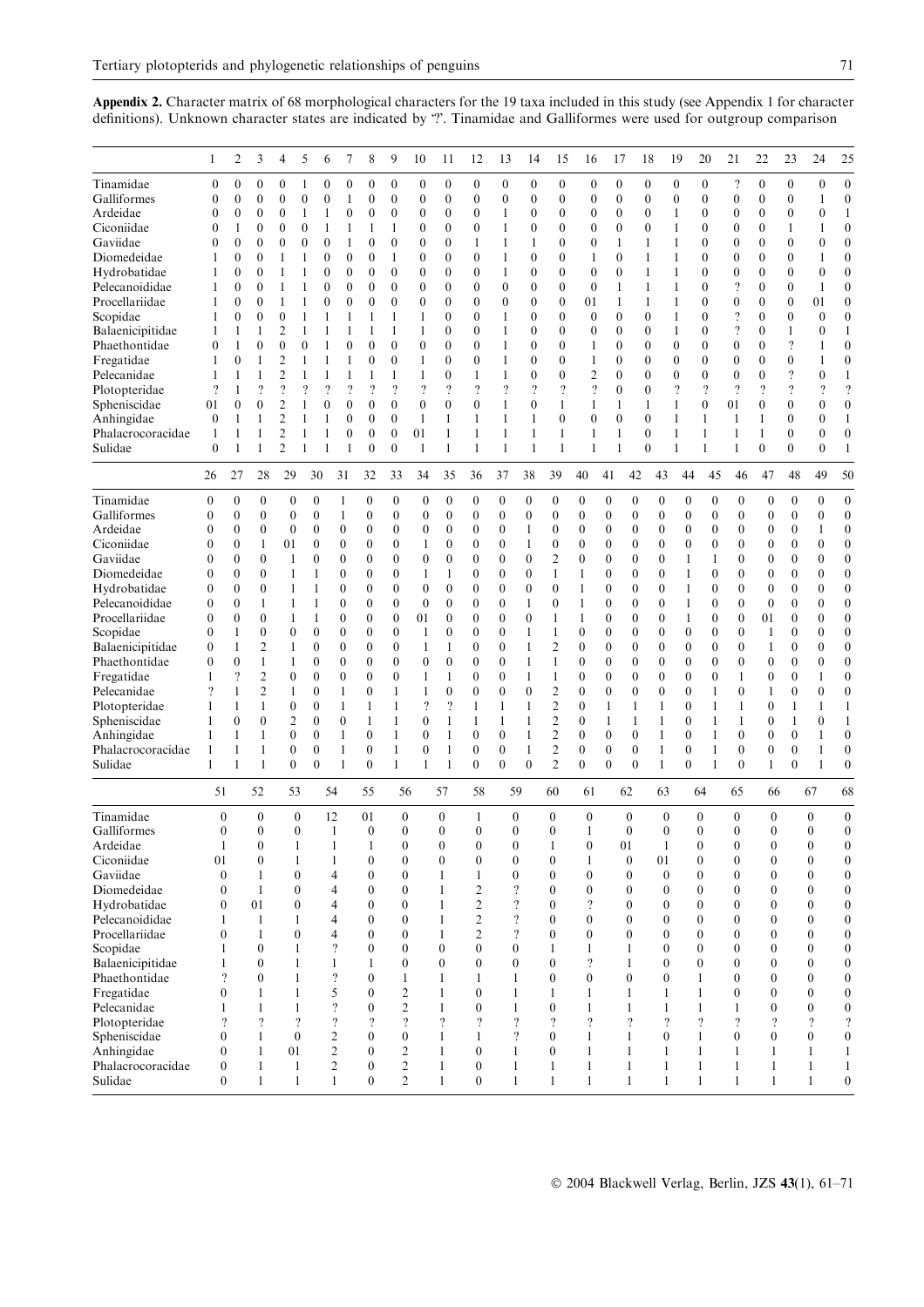**Appendix 2.** Character matrix of 68 morphological characters for the 19 taxa included in this study (see Appendix 1 for character definitions). Unknown character states are indicated by '?'. Tinamidae and Galliformes were used for outgroup comparison

| | 1 | 2 | 3 | 4 | 5 | 6 | 7 | 8 | 9 | 10 | 11 | 12 | 13 | 14 | 15 | 16 | 17 | 18 | 19 | 20 | 21 | 22 | 23 | 24 | 25 |
|---|---|---|---|---|---|---|---|---|---|---|---|---|---|---|---|---|---|---|---|---|---|---|---|---|---|
| Tinamidae | 0 | 0 | 0 | 0 | 1 | 0 | 0 | 0 | 0 | 0 | 0 | 0 | 0 | 0 | 0 | 0 | 0 | 0 | 0 | 0 | ? | 0 | 0 | 0 | 0 |
| Galliformes | 0 | 0 | 0 | 0 | 0 | 0 | 1 | 0 | 0 | 0 | 0 | 0 | 0 | 0 | 0 | 0 | 0 | 0 | 0 | 0 | 0 | 0 | 0 | 1 | 0 |
| Ardeidae | 0 | 0 | 0 | 0 | 1 | 1 | 0 | 0 | 0 | 0 | 0 | 0 | 1 | 0 | 0 | 0 | 0 | 0 | 1 | 0 | 0 | 0 | 0 | 0 | 1 |
| Ciconiidae | 0 | 1 | 0 | 0 | 0 | 1 | 1 | 1 | 1 | 0 | 0 | 0 | 1 | 0 | 0 | 0 | 0 | 0 | 1 | 0 | 0 | 0 | 1 | 1 | 0 |
| Gaviidae | 0 | 0 | 0 | 0 | 0 | 0 | 1 | 0 | 0 | 0 | 0 | 1 | 1 | 1 | 0 | 0 | 1 | 1 | 1 | 0 | 0 | 0 | 0 | 0 | 0 |
| Diomedeidae | 1 | 0 | 0 | 1 | 1 | 0 | 0 | 0 | 1 | 0 | 0 | 0 | 1 | 0 | 0 | 1 | 0 | 1 | 1 | 0 | 0 | 0 | 0 | 1 | 0 |
| Hydrobatidae | 1 | 0 | 0 | 1 | 1 | 0 | 0 | 0 | 0 | 0 | 0 | 0 | 1 | 0 | 0 | 0 | 0 | 1 | 1 | 0 | 0 | 0 | 0 | 0 | 0 |
| Pelecanoididae | 1 | 0 | 0 | 1 | 1 | 0 | 0 | 0 | 0 | 0 | 0 | 0 | 0 | 0 | 0 | 0 | 1 | 1 | 1 | 0 | ? | 0 | 0 | 1 | 0 |
| Procellariidae | 1 | 0 | 0 | 1 | 1 | 0 | 0 | 0 | 0 | 0 | 0 | 0 | 0 | 0 | 0 | 01 | 1 | 1 | 1 | 0 | 0 | 0 | 0 | 01 | 0 |
| Scopidae | 1 | 0 | 0 | 0 | 1 | 1 | 1 | 1 | 1 | 1 | 0 | 0 | 1 | 0 | 0 | 0 | 0 | 0 | 1 | 0 | ? | 0 | 0 | 0 | 0 |
| Balaenicipitidae | 1 | 1 | 1 | 2 | 1 | 1 | 1 | 1 | 1 | 1 | 0 | 0 | 1 | 0 | 0 | 0 | 0 | 0 | 1 | 0 | ? | 0 | 1 | 0 | 1 |
| Phaethontidae | 0 | 1 | 0 | 0 | 0 | 1 | 0 | 0 | 0 | 0 | 0 | 0 | 1 | 0 | 0 | 1 | 0 | 0 | 0 | 0 | 0 | 0 | ? | 1 | 0 |
| Fregatidae | 1 | 0 | 1 | 2 | 1 | 1 | 1 | 0 | 0 | 1 | 0 | 0 | 1 | 0 | 0 | 1 | 0 | 0 | 0 | 0 | 0 | 0 | 0 | 1 | 0 |
| Pelecanidae | 1 | 1 | 1 | 2 | 1 | 1 | 1 | 1 | 1 | 1 | 0 | 1 | 1 | 0 | 0 | 2 | 0 | 0 | 0 | 0 | 0 | 0 | ? | 0 | 1 |
| Plotopteridae | ? | 1 | ? | ? | ? | ? | ? | ? | ? | ? | ? | ? | ? | ? | ? | ? | 0 | 0 | ? | ? | ? | ? | ? | ? | ? |
| Sphenisicidae | 01 | 0 | 0 | 2 | 1 | 0 | 0 | 0 | 0 | 0 | 0 | 0 | 1 | 0 | 1 | 1 | 1 | 1 | 1 | 0 | 01 | 0 | 0 | 0 | 0 |
| Anhingidae | 0 | 1 | 1 | 2 | 1 | 1 | 0 | 0 | 0 | 1 | 1 | 1 | 1 | 1 | 0 | 0 | 0 | 0 | 1 | 1 | 1 | 1 | 0 | 0 | 1 |
| Phalacrocoracidae | 1 | 1 | 1 | 2 | 1 | 1 | 0 | 0 | 0 | 01 | 1 | 1 | 1 | 1 | 1 | 1 | 1 | 0 | 1 | 1 | 1 | 1 | 0 | 0 | 0 |
| Sulidae | 0 | 1 | 1 | 2 | 1 | 1 | 1 | 0 | 0 | 1 | 1 | 1 | 1 | 1 | 1 | 1 | 1 | 0 | 1 | 1 | 1 | 0 | 0 | 0 | 1 |

| | 26 | 27 | 28 | 29 | 30 | 31 | 32 | 33 | 34 | 35 | 36 | 37 | 38 | 39 | 40 | 41 | 42 | 43 | 44 | 45 | 46 | 47 | 48 | 49 | 50 |
|---|---|---|---|---|---|---|---|---|---|---|---|---|---|---|---|---|---|---|---|---|---|---|---|---|---|
| Tinamidae | 0 | 0 | 0 | 0 | 0 | 1 | 0 | 0 | 0 | 0 | 0 | 0 | 0 | 0 | 0 | 0 | 0 | 0 | 0 | 0 | 0 | 0 | 0 | 0 | 0 |
| Galliformes | 0 | 0 | 0 | 0 | 0 | 1 | 0 | 0 | 0 | 0 | 0 | 0 | 0 | 0 | 0 | 0 | 0 | 0 | 0 | 0 | 0 | 0 | 0 | 0 | 0 |
| Ardeidae | 0 | 0 | 0 | 0 | 0 | 0 | 0 | 0 | 0 | 0 | 0 | 0 | 1 | 0 | 0 | 0 | 0 | 0 | 0 | 0 | 0 | 0 | 0 | 1 | 0 |
| Ciconiidae | 0 | 0 | 1 | 01 | 0 | 0 | 0 | 0 | 1 | 0 | 0 | 0 | 1 | 0 | 0 | 0 | 0 | 0 | 0 | 0 | 0 | 0 | 0 | 0 | 0 |
| Gaviidae | 0 | 0 | 0 | 1 | 0 | 0 | 0 | 0 | 0 | 0 | 0 | 0 | 0 | 2 | 0 | 0 | 0 | 0 | 1 | 1 | 0 | 0 | 0 | 0 | 0 |
| Diomedeidae | 0 | 0 | 0 | 1 | 1 | 0 | 0 | 0 | 1 | 1 | 0 | 0 | 0 | 1 | 1 | 0 | 0 | 0 | 1 | 0 | 0 | 0 | 0 | 0 | 0 |
| Hydrobatidae | 0 | 0 | 0 | 1 | 1 | 0 | 0 | 0 | 0 | 0 | 0 | 0 | 0 | 0 | 1 | 0 | 0 | 0 | 1 | 0 | 0 | 0 | 0 | 0 | 0 |
| Pelecanoididae | 0 | 0 | 1 | 1 | 1 | 0 | 0 | 0 | 0 | 0 | 0 | 0 | 1 | 0 | 1 | 0 | 0 | 0 | 1 | 0 | 0 | 0 | 0 | 0 | 0 |
| Procellariidae | 0 | 0 | 0 | 1 | 1 | 0 | 0 | 0 | 01 | 0 | 0 | 0 | 0 | 1 | 1 | 0 | 0 | 0 | 1 | 0 | 0 | 01 | 0 | 0 | 0 |
| Scopidae | 0 | 1 | 0 | 0 | 0 | 0 | 0 | 0 | 1 | 0 | 0 | 0 | 1 | 1 | 0 | 0 | 0 | 0 | 0 | 0 | 0 | 1 | 0 | 0 | 0 |
| Balaenicipitidae | 0 | 1 | 2 | 1 | 0 | 0 | 0 | 0 | 1 | 1 | 0 | 0 | 1 | 2 | 0 | 0 | 0 | 0 | 0 | 0 | 0 | 1 | 0 | 0 | 0 |
| Phaethontidae | 0 | 0 | 1 | 1 | 0 | 0 | 0 | 0 | 0 | 0 | 0 | 0 | 1 | 1 | 0 | 0 | 0 | 0 | 0 | 0 | 0 | 0 | 0 | 0 | 0 |
| Fregatidae | 1 | ? | 2 | 0 | 0 | 0 | 0 | 0 | 1 | 1 | 0 | 0 | 1 | 1 | 0 | 0 | 0 | 0 | 0 | 0 | 1 | 0 | 0 | 1 | 0 |
| Pelecanidae | ? | 1 | 2 | 1 | 0 | 1 | 0 | 1 | 1 | 0 | 0 | 0 | 0 | 2 | 0 | 0 | 0 | 0 | 0 | 1 | 0 | 1 | 0 | 0 | 0 |
| Plotopteridae | 1 | 1 | 1 | 0 | 0 | 1 | 1 | 1 | ? | ? | 1 | 1 | 1 | 2 | 0 | 1 | 1 | 1 | 0 | 1 | 1 | 0 | 1 | 1 | 1 |
| Sphenisicidae | 1 | 0 | 0 | 2 | 0 | 0 | 1 | 1 | 0 | 1 | 1 | 1 | 1 | 2 | 0 | 1 | 1 | 1 | 0 | 1 | 1 | 0 | 1 | 0 | 1 |
| Anhingidae | 1 | 1 | 1 | 0 | 0 | 1 | 0 | 1 | 0 | 1 | 0 | 0 | 1 | 2 | 0 | 0 | 0 | 1 | 0 | 1 | 0 | 0 | 0 | 1 | 0 |
| Phalacrocoracidae | 1 | 1 | 1 | 0 | 0 | 1 | 0 | 1 | 0 | 1 | 0 | 0 | 1 | 2 | 0 | 0 | 0 | 1 | 0 | 1 | 0 | 0 | 0 | 1 | 0 |
| Sulidae | 1 | 1 | 1 | 0 | 0 | 1 | 0 | 1 | 1 | 1 | 0 | 0 | 0 | 2 | 0 | 0 | 0 | 1 | 0 | 1 | 0 | 1 | 0 | 1 | 0 |

| | 51 | 52 | 53 | 54 | 55 | 56 | 57 | 58 | 59 | 60 | 61 | 62 | 63 | 64 | 65 | 66 | 67 | 68 |
|---|---|---|---|---|---|---|---|---|---|---|---|---|---|---|---|---|---|---|
| Tinamidae | 0 | 0 | 0 | 12 | 01 | 0 | 0 | 1 | 0 | 0 | 0 | 0 | 0 | 0 | 0 | 0 | 0 | 0 |
| Galliformes | 0 | 0 | 0 | 1 | 0 | 0 | 0 | 0 | 0 | 0 | 1 | 0 | 0 | 0 | 0 | 0 | 0 | 0 |
| Ardeidae | 1 | 0 | 1 | 1 | 1 | 0 | 0 | 0 | 0 | 1 | 0 | 01 | 1 | 0 | 0 | 0 | 0 | 0 |
| Ciconiidae | 01 | 0 | 1 | 1 | 0 | 0 | 0 | 0 | 0 | 0 | 1 | 0 | 01 | 0 | 0 | 0 | 0 | 0 |
| Gaviidae | 0 | 1 | 0 | 4 | 0 | 0 | 1 | 1 | 0 | 0 | 0 | 0 | 0 | 0 | 0 | 0 | 0 | 0 |
| Diomedeidae | 0 | 1 | 0 | 4 | 0 | 0 | 1 | 2 | ? | 0 | 0 | 0 | 0 | 0 | 0 | 0 | 0 | 0 |
| Hydrobatidae | 0 | 01 | 0 | 4 | 0 | 0 | 1 | 2 | ? | 0 | ? | 0 | 0 | 0 | 0 | 0 | 0 | 0 |
| Pelecanoididae | 1 | 1 | 1 | 4 | 0 | 0 | 1 | 2 | ? | 0 | 0 | 0 | 0 | 0 | 0 | 0 | 0 | 0 |
| Procellariidae | 0 | 1 | 0 | 4 | 0 | 0 | 1 | 2 | ? | 0 | 0 | 0 | 0 | 0 | 0 | 0 | 0 | 0 |
| Scopidae | 1 | 0 | 1 | ? | 0 | 0 | 0 | 0 | 0 | 1 | 1 | 1 | 0 | 0 | 0 | 0 | 0 | 0 |
| Balaenicipitidae | 1 | 0 | 1 | 1 | 1 | 0 | 0 | 0 | 0 | 0 | ? | 1 | 0 | 0 | 0 | 0 | 0 | 0 |
| Phaethontidae | ? | 0 | 1 | ? | 0 | 1 | 1 | 1 | 1 | 0 | 0 | 0 | 0 | 1 | 0 | 0 | 0 | 0 |
| Fregatidae | 0 | 1 | 1 | 5 | 0 | 2 | 1 | 0 | 1 | 1 | 1 | 1 | 1 | 1 | 0 | 0 | 0 | 0 |
| Pelecanidae | 1 | 1 | 1 | ? | 0 | 2 | 1 | 0 | 1 | 0 | 1 | 1 | 1 | 1 | 1 | 0 | 0 | 0 |
| Plotopteridae | ? | ? | ? | ? | ? | ? | ? | ? | ? | ? | ? | ? | ? | ? | ? | ? | ? | ? |
| Sphenisicidae | 0 | 1 | 0 | 2 | 0 | 0 | 1 | 1 | ? | 0 | 1 | 1 | 0 | 1 | 0 | 0 | 0 | 0 |
| Anhingidae | 0 | 1 | 01 | 2 | 0 | 2 | 1 | 0 | 1 | 0 | 1 | 1 | 1 | 1 | 1 | 1 | 1 | 1 |
| Phalacrocoracidae | 0 | 1 | 1 | 2 | 0 | 2 | 1 | 0 | 1 | 1 | 1 | 1 | 1 | 1 | 1 | 1 | 1 | 1 |
| Sulidae | 0 | 1 | 1 | 1 | 0 | 2 | 1 | 0 | 1 | 1 | 1 | 1 | 1 | 1 | 1 | 1 | 1 | 0 |

© 2004 Blackwell Verlag, Berlin, JZS **43**(1), 61–71